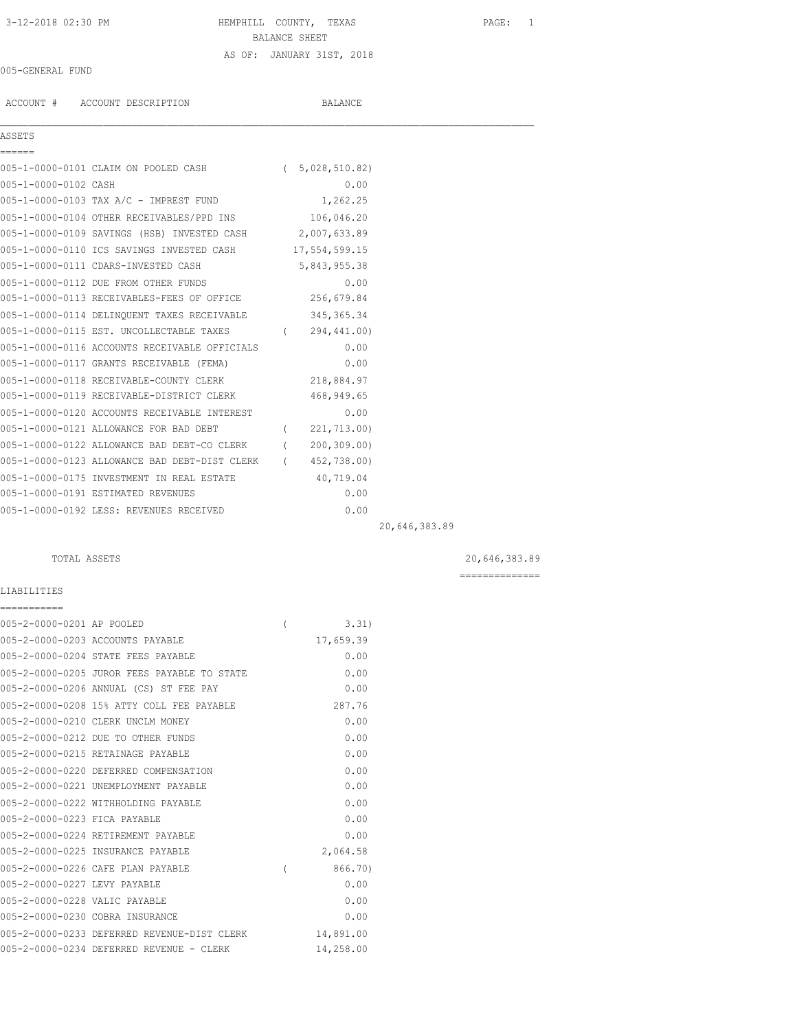3-12-2018 02:30 PM

# HEMPHILL COUNTY, TEXAS

## BALANCE SHEET

AS OF: JANUARY 31ST, 2018

005-GENERAL FUND

| ACCOUNT # | ACCOUNT DESCRIPTION | BALANCE | | |
|---|---|---|---|---|
| **ASSETS** | | | | |
| 005-1-0000-0101 | CLAIM ON POOLED CASH | ( 5,028,510.82) | | |
| 005-1-0000-0102 | CASH | 0.00 | | |
| 005-1-0000-0103 | TAX A/C - IMPREST FUND | 1,262.25 | | |
| 005-1-0000-0104 | OTHER RECEIVABLES/PPD INS | 106,046.20 | | |
| 005-1-0000-0109 | SAVINGS (HSB) INVESTED CASH | 2,007,633.89 | | |
| 005-1-0000-0110 | ICS SAVINGS INVESTED CASH | 17,554,599.15 | | |
| 005-1-0000-0111 | CDARS-INVESTED CASH | 5,843,955.38 | | |
| 005-1-0000-0112 | DUE FROM OTHER FUNDS | 0.00 | | |
| 005-1-0000-0113 | RECEIVABLES-FEES OF OFFICE | 256,679.84 | | |
| 005-1-0000-0114 | DELINQUENT TAXES RECEIVABLE | 345,365.34 | | |
| 005-1-0000-0115 | EST. UNCOLLECTABLE TAXES | ( 294,441.00) | | |
| 005-1-0000-0116 | ACCOUNTS RECEIVABLE OFFICIALS | 0.00 | | |
| 005-1-0000-0117 | GRANTS RECEIVABLE (FEMA) | 0.00 | | |
| 005-1-0000-0118 | RECEIVABLE-COUNTY CLERK | 218,884.97 | | |
| 005-1-0000-0119 | RECEIVABLE-DISTRICT CLERK | 468,949.65 | | |
| 005-1-0000-0120 | ACCOUNTS RECEIVABLE INTEREST | 0.00 | | |
| 005-1-0000-0121 | ALLOWANCE FOR BAD DEBT | ( 221,713.00) | | |
| 005-1-0000-0122 | ALLOWANCE BAD DEBT-CO CLERK | ( 200,309.00) | | |
| 005-1-0000-0123 | ALLOWANCE BAD DEBT-DIST CLERK | ( 452,738.00) | | |
| 005-1-0000-0175 | INVESTMENT IN REAL ESTATE | 40,719.04 | | |
| 005-1-0000-0191 | ESTIMATED REVENUES | 0.00 | | |
| 005-1-0000-0192 | LESS: REVENUES RECEIVED | 0.00 | | |
| | | | 20,646,383.89 | |
| | TOTAL ASSETS | | | 20,646,383.89 |
| **LIABILITIES** | | | | |
| 005-2-0000-0201 | AP POOLED | ( 3.31) | | |
| 005-2-0000-0203 | ACCOUNTS PAYABLE | 17,659.39 | | |
| 005-2-0000-0204 | STATE FEES PAYABLE | 0.00 | | |
| 005-2-0000-0205 | JUROR FEES PAYABLE TO STATE | 0.00 | | |
| 005-2-0000-0206 | ANNUAL (CS) ST FEE PAY | 0.00 | | |
| 005-2-0000-0208 | 15% ATTY COLL FEE PAYABLE | 287.76 | | |
| 005-2-0000-0210 | CLERK UNCLM MONEY | 0.00 | | |
| 005-2-0000-0212 | DUE TO OTHER FUNDS | 0.00 | | |
| 005-2-0000-0215 | RETAINAGE PAYABLE | 0.00 | | |
| 005-2-0000-0220 | DEFERRED COMPENSATION | 0.00 | | |
| 005-2-0000-0221 | UNEMPLOYMENT PAYABLE | 0.00 | | |
| 005-2-0000-0222 | WITHHOLDING PAYABLE | 0.00 | | |
| 005-2-0000-0223 | FICA PAYABLE | 0.00 | | |
| 005-2-0000-0224 | RETIREMENT PAYABLE | 0.00 | | |
| 005-2-0000-0225 | INSURANCE PAYABLE | 2,064.58 | | |
| 005-2-0000-0226 | CAFE PLAN PAYABLE | ( 866.70) | | |
| 005-2-0000-0227 | LEVY PAYABLE | 0.00 | | |
| 005-2-0000-0228 | VALIC PAYABLE | 0.00 | | |
| 005-2-0000-0230 | COBRA INSURANCE | 0.00 | | |
| 005-2-0000-0233 | DEFERRED REVENUE-DIST CLERK | 14,891.00 | | |
| 005-2-0000-0234 | DEFERRED REVENUE - CLERK | 14,258.00 | | |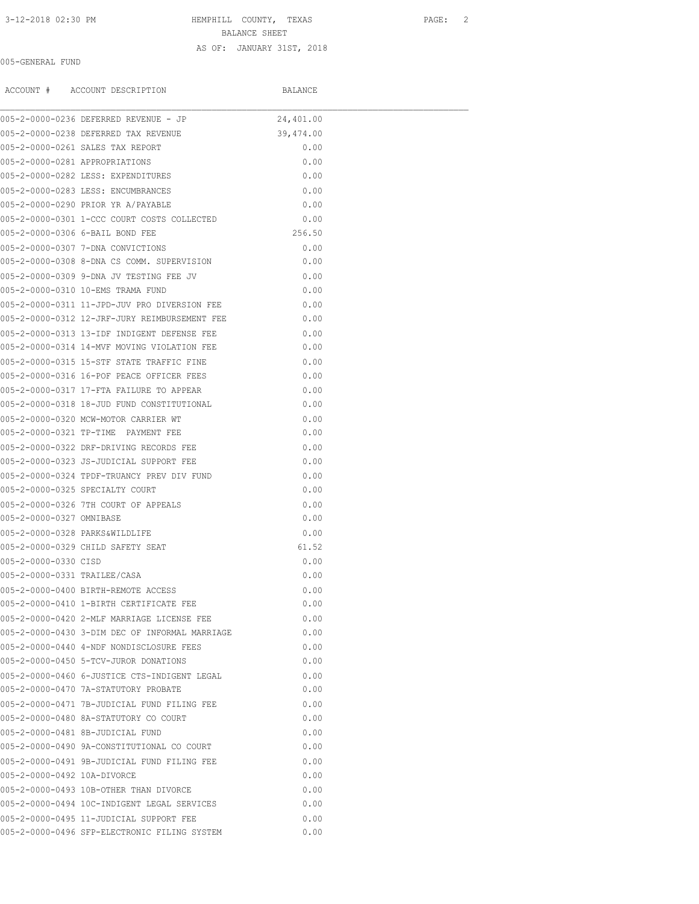BALANCE SHEET

AS OF: JANUARY 31ST, 2018

005-GENERAL FUND

| ACCOUNT # | ACCOUNT DESCRIPTION | BALANCE |
|---|---|---|
| 005-2-0000-0236 | DEFERRED REVENUE - JP | 24,401.00 |
| 005-2-0000-0238 | DEFERRED TAX REVENUE | 39,474.00 |
| 005-2-0000-0261 | SALES TAX REPORT | 0.00 |
| 005-2-0000-0281 | APPROPRIATIONS | 0.00 |
| 005-2-0000-0282 | LESS: EXPENDITURES | 0.00 |
| 005-2-0000-0283 | LESS: ENCUMBRANCES | 0.00 |
| 005-2-0000-0290 | PRIOR YR A/PAYABLE | 0.00 |
| 005-2-0000-0301 | 1-CCC COURT COSTS COLLECTED | 0.00 |
| 005-2-0000-0306 | 6-BAIL BOND FEE | 256.50 |
| 005-2-0000-0307 | 7-DNA CONVICTIONS | 0.00 |
| 005-2-0000-0308 | 8-DNA CS COMM. SUPERVISION | 0.00 |
| 005-2-0000-0309 | 9-DNA JV TESTING FEE JV | 0.00 |
| 005-2-0000-0310 | 10-EMS TRAMA FUND | 0.00 |
| 005-2-0000-0311 | 11-JPD-JUV PRO DIVERSION FEE | 0.00 |
| 005-2-0000-0312 | 12-JRF-JURY REIMBURSEMENT FEE | 0.00 |
| 005-2-0000-0313 | 13-IDF INDIGENT DEFENSE FEE | 0.00 |
| 005-2-0000-0314 | 14-MVF MOVING VIOLATION FEE | 0.00 |
| 005-2-0000-0315 | 15-STF STATE TRAFFIC FINE | 0.00 |
| 005-2-0000-0316 | 16-POF PEACE OFFICER FEES | 0.00 |
| 005-2-0000-0317 | 17-FTA FAILURE TO APPEAR | 0.00 |
| 005-2-0000-0318 | 18-JUD FUND CONSTITUTIONAL | 0.00 |
| 005-2-0000-0320 | MCW-MOTOR CARRIER WT | 0.00 |
| 005-2-0000-0321 | TP-TIME PAYMENT FEE | 0.00 |
| 005-2-0000-0322 | DRF-DRIVING RECORDS FEE | 0.00 |
| 005-2-0000-0323 | JS-JUDICIAL SUPPORT FEE | 0.00 |
| 005-2-0000-0324 | TPDF-TRUANCY PREV DIV FUND | 0.00 |
| 005-2-0000-0325 | SPECIALTY COURT | 0.00 |
| 005-2-0000-0326 | 7TH COURT OF APPEALS | 0.00 |
| 005-2-0000-0327 | OMNIBASE | 0.00 |
| 005-2-0000-0328 | PARKS&WILDLIFE | 0.00 |
| 005-2-0000-0329 | CHILD SAFETY SEAT | 61.52 |
| 005-2-0000-0330 | CISD | 0.00 |
| 005-2-0000-0331 | TRAILEE/CASA | 0.00 |
| 005-2-0000-0400 | BIRTH-REMOTE ACCESS | 0.00 |
| 005-2-0000-0410 | 1-BIRTH CERTIFICATE FEE | 0.00 |
| 005-2-0000-0420 | 2-MLF MARRIAGE LICENSE FEE | 0.00 |
| 005-2-0000-0430 | 3-DIM DEC OF INFORMAL MARRIAGE | 0.00 |
| 005-2-0000-0440 | 4-NDF NONDISCLOSURE FEES | 0.00 |
| 005-2-0000-0450 | 5-TCV-JUROR DONATIONS | 0.00 |
| 005-2-0000-0460 | 6-JUSTICE CTS-INDIGENT LEGAL | 0.00 |
| 005-2-0000-0470 | 7A-STATUTORY PROBATE | 0.00 |
| 005-2-0000-0471 | 7B-JUDICIAL FUND FILING FEE | 0.00 |
| 005-2-0000-0480 | 8A-STATUTORY CO COURT | 0.00 |
| 005-2-0000-0481 | 8B-JUDICIAL FUND | 0.00 |
| 005-2-0000-0490 | 9A-CONSTITUTIONAL CO COURT | 0.00 |
| 005-2-0000-0491 | 9B-JUDICIAL FUND FILING FEE | 0.00 |
| 005-2-0000-0492 | 10A-DIVORCE | 0.00 |
| 005-2-0000-0493 | 10B-OTHER THAN DIVORCE | 0.00 |
| 005-2-0000-0494 | 10C-INDIGENT LEGAL SERVICES | 0.00 |
| 005-2-0000-0495 | 11-JUDICIAL SUPPORT FEE | 0.00 |
| 005-2-0000-0496 | SFP-ELECTRONIC FILING SYSTEM | 0.00 |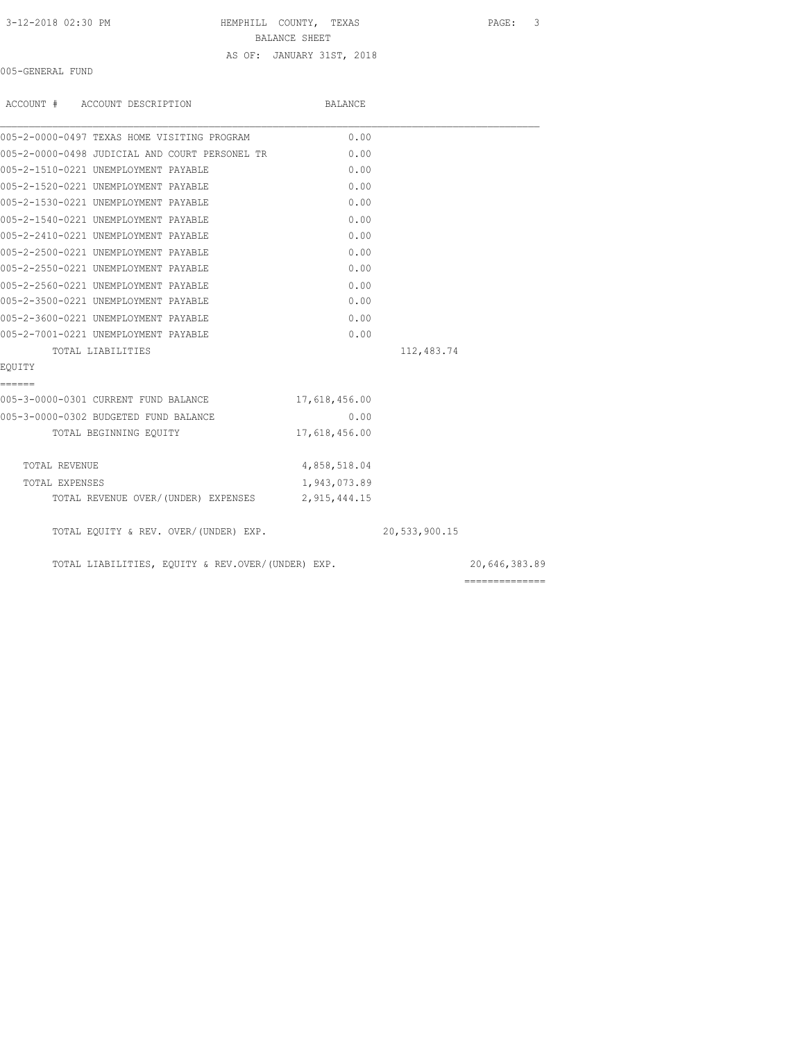005-GENERAL FUND

| ACCOUNT # | ACCOUNT DESCRIPTION | BALANCE | | |
|---|---|---|---|---|
| 005-2-0000-0497 | TEXAS HOME VISITING PROGRAM | 0.00 | | |
| 005-2-0000-0498 | JUDICIAL AND COURT PERSONEL TR | 0.00 | | |
| 005-2-1510-0221 | UNEMPLOYMENT PAYABLE | 0.00 | | |
| 005-2-1520-0221 | UNEMPLOYMENT PAYABLE | 0.00 | | |
| 005-2-1530-0221 | UNEMPLOYMENT PAYABLE | 0.00 | | |
| 005-2-1540-0221 | UNEMPLOYMENT PAYABLE | 0.00 | | |
| 005-2-2410-0221 | UNEMPLOYMENT PAYABLE | 0.00 | | |
| 005-2-2500-0221 | UNEMPLOYMENT PAYABLE | 0.00 | | |
| 005-2-2550-0221 | UNEMPLOYMENT PAYABLE | 0.00 | | |
| 005-2-2560-0221 | UNEMPLOYMENT PAYABLE | 0.00 | | |
| 005-2-3500-0221 | UNEMPLOYMENT PAYABLE | 0.00 | | |
| 005-2-3600-0221 | UNEMPLOYMENT PAYABLE | 0.00 | | |
| 005-2-7001-0221 | UNEMPLOYMENT PAYABLE | 0.00 | | |
| | TOTAL LIABILITIES | | 112,483.74 | |

EQUITY
======

| ACCOUNT # | ACCOUNT DESCRIPTION | BALANCE | | |
|---|---|---|---|---|
| 005-3-0000-0301 | CURRENT FUND BALANCE | 17,618,456.00 | | |
| 005-3-0000-0302 | BUDGETED FUND BALANCE | 0.00 | | |
| | TOTAL BEGINNING EQUITY | 17,618,456.00 | | |
| | TOTAL REVENUE | 4,858,518.04 | | |
| | TOTAL EXPENSES | 1,943,073.89 | | |
| | TOTAL REVENUE OVER/(UNDER) EXPENSES | 2,915,444.15 | | |
| | TOTAL EQUITY & REV. OVER/(UNDER) EXP. | | 20,533,900.15 | |
| | TOTAL LIABILITIES, EQUITY & REV.OVER/(UNDER) EXP. | | | 20,646,383.89 |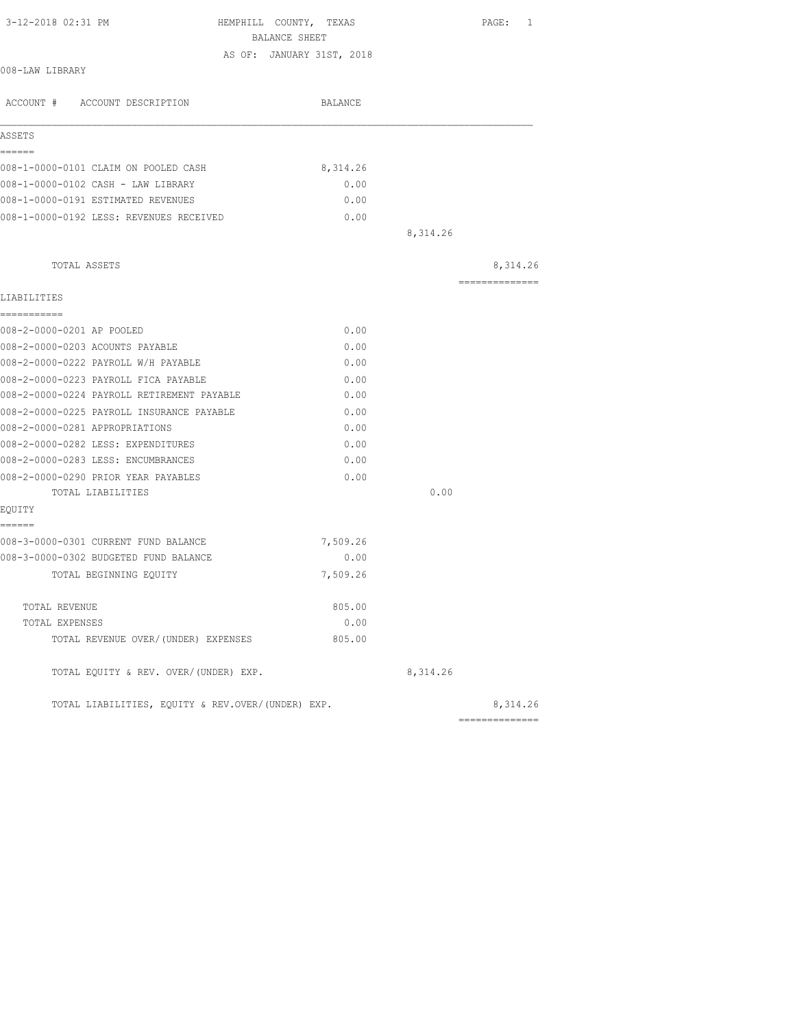HEMPHILL COUNTY, TEXAS
BALANCE SHEET
AS OF: JANUARY 31ST, 2018

008-LAW LIBRARY

| ACCOUNT # ACCOUNT DESCRIPTION | BALANCE | | |
|---|---|---|---|
| **ASSETS** | | | |
| 008-1-0000-0101 CLAIM ON POOLED CASH | 8,314.26 | | |
| 008-1-0000-0102 CASH - LAW LIBRARY | 0.00 | | |
| 008-1-0000-0191 ESTIMATED REVENUES | 0.00 | | |
| 008-1-0000-0192 LESS: REVENUES RECEIVED | 0.00 | | |
| | | 8,314.26 | |
| TOTAL ASSETS | | | 8,314.26 |
| **LIABILITIES** | | | |
| 008-2-0000-0201 AP POOLED | 0.00 | | |
| 008-2-0000-0203 ACOUNTS PAYABLE | 0.00 | | |
| 008-2-0000-0222 PAYROLL W/H PAYABLE | 0.00 | | |
| 008-2-0000-0223 PAYROLL FICA PAYABLE | 0.00 | | |
| 008-2-0000-0224 PAYROLL RETIREMENT PAYABLE | 0.00 | | |
| 008-2-0000-0225 PAYROLL INSURANCE PAYABLE | 0.00 | | |
| 008-2-0000-0281 APPROPRIATIONS | 0.00 | | |
| 008-2-0000-0282 LESS: EXPENDITURES | 0.00 | | |
| 008-2-0000-0283 LESS: ENCUMBRANCES | 0.00 | | |
| 008-2-0000-0290 PRIOR YEAR PAYABLES | 0.00 | | |
| TOTAL LIABILITIES | | 0.00 | |
| **EQUITY** | | | |
| 008-3-0000-0301 CURRENT FUND BALANCE | 7,509.26 | | |
| 008-3-0000-0302 BUDGETED FUND BALANCE | 0.00 | | |
| TOTAL BEGINNING EQUITY | 7,509.26 | | |
| TOTAL REVENUE | 805.00 | | |
| TOTAL EXPENSES | 0.00 | | |
| TOTAL REVENUE OVER/(UNDER) EXPENSES | 805.00 | | |
| TOTAL EQUITY & REV. OVER/(UNDER) EXP. | | 8,314.26 | |
| TOTAL LIABILITIES, EQUITY & REV.OVER/(UNDER) EXP. | | | 8,314.26 |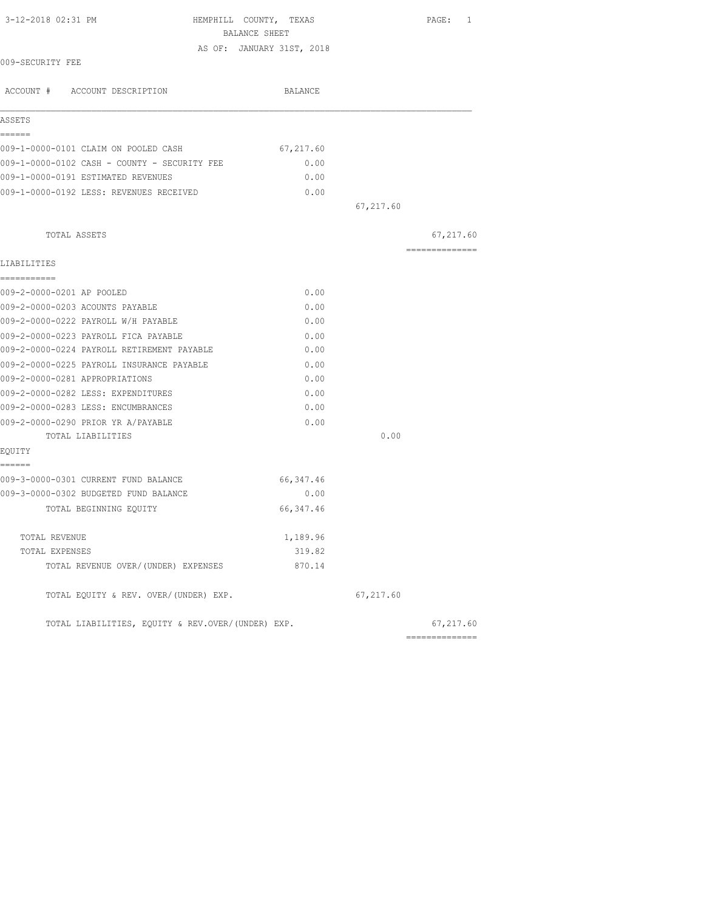HEMPHILL COUNTY, TEXAS
BALANCE SHEET
AS OF: JANUARY 31ST, 2018

009-SECURITY FEE

| ACCOUNT # ACCOUNT DESCRIPTION | BALANCE | | |
|---|---|---|---|
| **ASSETS** | | | |
| 009-1-0000-0101 CLAIM ON POOLED CASH | 67,217.60 | | |
| 009-1-0000-0102 CASH - COUNTY - SECURITY FEE | 0.00 | | |
| 009-1-0000-0191 ESTIMATED REVENUES | 0.00 | | |
| 009-1-0000-0192 LESS: REVENUES RECEIVED | 0.00 | | |
| | | 67,217.60 | |
| TOTAL ASSETS | | | 67,217.60 |
| **LIABILITIES** | | | |
| 009-2-0000-0201 AP POOLED | 0.00 | | |
| 009-2-0000-0203 ACOUNTS PAYABLE | 0.00 | | |
| 009-2-0000-0222 PAYROLL W/H PAYABLE | 0.00 | | |
| 009-2-0000-0223 PAYROLL FICA PAYABLE | 0.00 | | |
| 009-2-0000-0224 PAYROLL RETIREMENT PAYABLE | 0.00 | | |
| 009-2-0000-0225 PAYROLL INSURANCE PAYABLE | 0.00 | | |
| 009-2-0000-0281 APPROPRIATIONS | 0.00 | | |
| 009-2-0000-0282 LESS: EXPENDITURES | 0.00 | | |
| 009-2-0000-0283 LESS: ENCUMBRANCES | 0.00 | | |
| 009-2-0000-0290 PRIOR YR A/PAYABLE | 0.00 | | |
| TOTAL LIABILITIES | | 0.00 | |
| **EQUITY** | | | |
| 009-3-0000-0301 CURRENT FUND BALANCE | 66,347.46 | | |
| 009-3-0000-0302 BUDGETED FUND BALANCE | 0.00 | | |
| TOTAL BEGINNING EQUITY | 66,347.46 | | |
| TOTAL REVENUE | 1,189.96 | | |
| TOTAL EXPENSES | 319.82 | | |
| TOTAL REVENUE OVER/(UNDER) EXPENSES | 870.14 | | |
| TOTAL EQUITY & REV. OVER/(UNDER) EXP. | | 67,217.60 | |
| TOTAL LIABILITIES, EQUITY & REV.OVER/(UNDER) EXP. | | | 67,217.60 |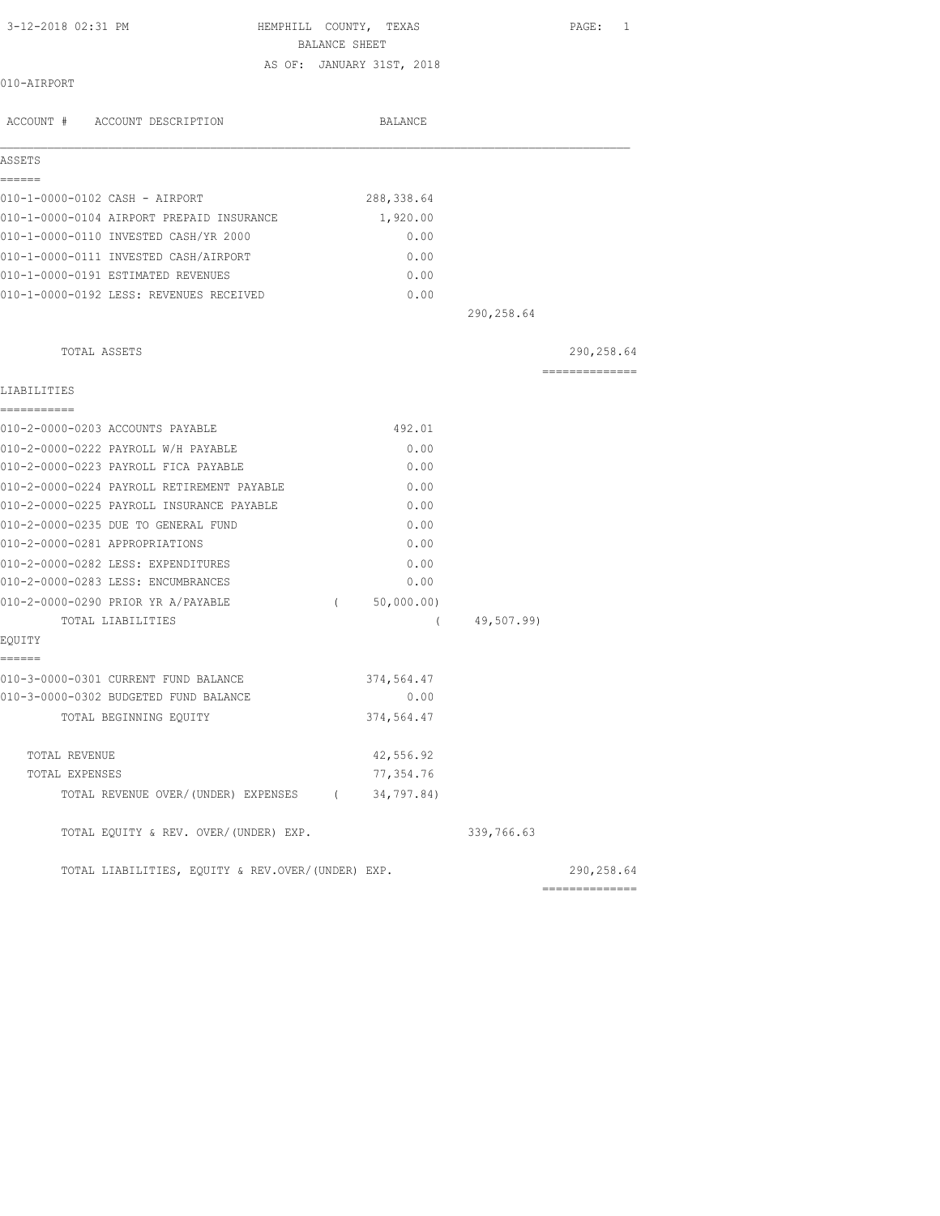HEMPHILL COUNTY, TEXAS

BALANCE SHEET

AS OF: JANUARY 31ST, 2018

010-AIRPORT

| ACCOUNT # ACCOUNT DESCRIPTION | BALANCE | | |
|---|---|---|---|
| **ASSETS** | | | |
| 010-1-0000-0102 CASH - AIRPORT | 288,338.64 | | |
| 010-1-0000-0104 AIRPORT PREPAID INSURANCE | 1,920.00 | | |
| 010-1-0000-0110 INVESTED CASH/YR 2000 | 0.00 | | |
| 010-1-0000-0111 INVESTED CASH/AIRPORT | 0.00 | | |
| 010-1-0000-0191 ESTIMATED REVENUES | 0.00 | | |
| 010-1-0000-0192 LESS: REVENUES RECEIVED | 0.00 | | |
| | | 290,258.64 | |
| TOTAL ASSETS | | | 290,258.64 |
| **LIABILITIES** | | | |
| 010-2-0000-0203 ACCOUNTS PAYABLE | 492.01 | | |
| 010-2-0000-0222 PAYROLL W/H PAYABLE | 0.00 | | |
| 010-2-0000-0223 PAYROLL FICA PAYABLE | 0.00 | | |
| 010-2-0000-0224 PAYROLL RETIREMENT PAYABLE | 0.00 | | |
| 010-2-0000-0225 PAYROLL INSURANCE PAYABLE | 0.00 | | |
| 010-2-0000-0235 DUE TO GENERAL FUND | 0.00 | | |
| 010-2-0000-0281 APPROPRIATIONS | 0.00 | | |
| 010-2-0000-0282 LESS: EXPENDITURES | 0.00 | | |
| 010-2-0000-0283 LESS: ENCUMBRANCES | 0.00 | | |
| 010-2-0000-0290 PRIOR YR A/PAYABLE | ( 50,000.00) | | |
| TOTAL LIABILITIES | | ( 49,507.99) | |
| **EQUITY** | | | |
| 010-3-0000-0301 CURRENT FUND BALANCE | 374,564.47 | | |
| 010-3-0000-0302 BUDGETED FUND BALANCE | 0.00 | | |
| TOTAL BEGINNING EQUITY | 374,564.47 | | |
| TOTAL REVENUE | 42,556.92 | | |
| TOTAL EXPENSES | 77,354.76 | | |
| TOTAL REVENUE OVER/(UNDER) EXPENSES | ( 34,797.84) | | |
| TOTAL EQUITY & REV. OVER/(UNDER) EXP. | | 339,766.63 | |
| TOTAL LIABILITIES, EQUITY & REV.OVER/(UNDER) EXP. | | | 290,258.64 |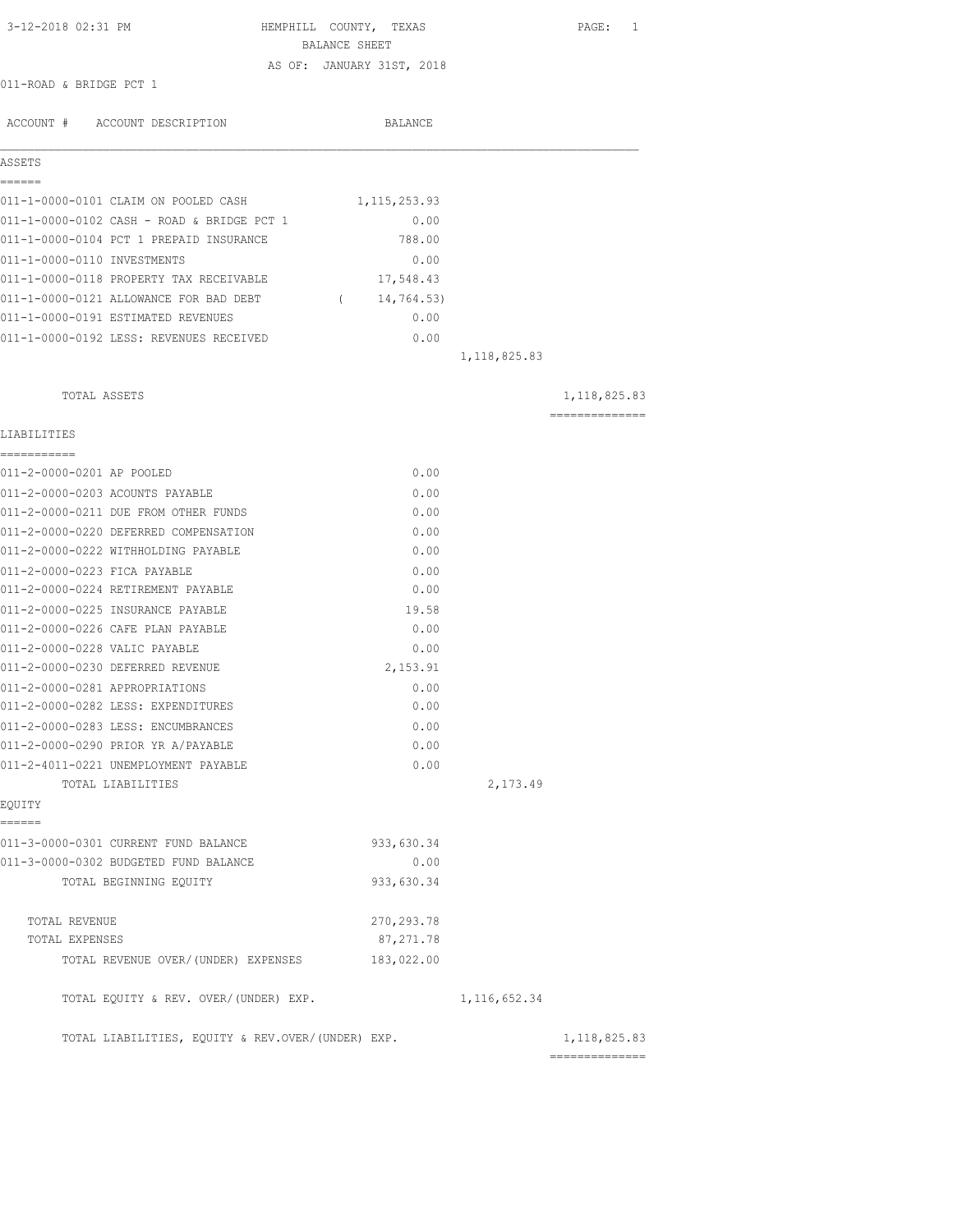3-12-2018 02:31 PM

# HEMPHILL COUNTY, TEXAS

## BALANCE SHEET

AS OF: JANUARY 31ST, 2018

011-ROAD & BRIDGE PCT 1

| ACCOUNT # | ACCOUNT DESCRIPTION | BALANCE | | |
|---|---|---|---|---|
| **ASSETS** | | | | |
| 011-1-0000-0101 | CLAIM ON POOLED CASH | 1,115,253.93 | | |
| 011-1-0000-0102 | CASH - ROAD & BRIDGE PCT 1 | 0.00 | | |
| 011-1-0000-0104 | PCT 1 PREPAID INSURANCE | 788.00 | | |
| 011-1-0000-0110 | INVESTMENTS | 0.00 | | |
| 011-1-0000-0118 | PROPERTY TAX RECEIVABLE | 17,548.43 | | |
| 011-1-0000-0121 | ALLOWANCE FOR BAD DEBT | ( 14,764.53) | | |
| 011-1-0000-0191 | ESTIMATED REVENUES | 0.00 | | |
| 011-1-0000-0192 | LESS: REVENUES RECEIVED | 0.00 | | |
| | | | 1,118,825.83 | |
| | TOTAL ASSETS | | | 1,118,825.83 |
| **LIABILITIES** | | | | |
| 011-2-0000-0201 | AP POOLED | 0.00 | | |
| 011-2-0000-0203 | ACOUNTS PAYABLE | 0.00 | | |
| 011-2-0000-0211 | DUE FROM OTHER FUNDS | 0.00 | | |
| 011-2-0000-0220 | DEFERRED COMPENSATION | 0.00 | | |
| 011-2-0000-0222 | WITHHOLDING PAYABLE | 0.00 | | |
| 011-2-0000-0223 | FICA PAYABLE | 0.00 | | |
| 011-2-0000-0224 | RETIREMENT PAYABLE | 0.00 | | |
| 011-2-0000-0225 | INSURANCE PAYABLE | 19.58 | | |
| 011-2-0000-0226 | CAFE PLAN PAYABLE | 0.00 | | |
| 011-2-0000-0228 | VALIC PAYABLE | 0.00 | | |
| 011-2-0000-0230 | DEFERRED REVENUE | 2,153.91 | | |
| 011-2-0000-0281 | APPROPRIATIONS | 0.00 | | |
| 011-2-0000-0282 | LESS: EXPENDITURES | 0.00 | | |
| 011-2-0000-0283 | LESS: ENCUMBRANCES | 0.00 | | |
| 011-2-0000-0290 | PRIOR YR A/PAYABLE | 0.00 | | |
| 011-2-4011-0221 | UNEMPLOYMENT PAYABLE | 0.00 | | |
| | TOTAL LIABILITIES | | 2,173.49 | |
| **EQUITY** | | | | |
| 011-3-0000-0301 | CURRENT FUND BALANCE | 933,630.34 | | |
| 011-3-0000-0302 | BUDGETED FUND BALANCE | 0.00 | | |
| | TOTAL BEGINNING EQUITY | 933,630.34 | | |
| | TOTAL REVENUE | 270,293.78 | | |
| | TOTAL EXPENSES | 87,271.78 | | |
| | TOTAL REVENUE OVER/(UNDER) EXPENSES | 183,022.00 | | |
| | TOTAL EQUITY & REV. OVER/(UNDER) EXP. | | 1,116,652.34 | |
| | TOTAL LIABILITIES, EQUITY & REV.OVER/(UNDER) EXP. | | | 1,118,825.83 |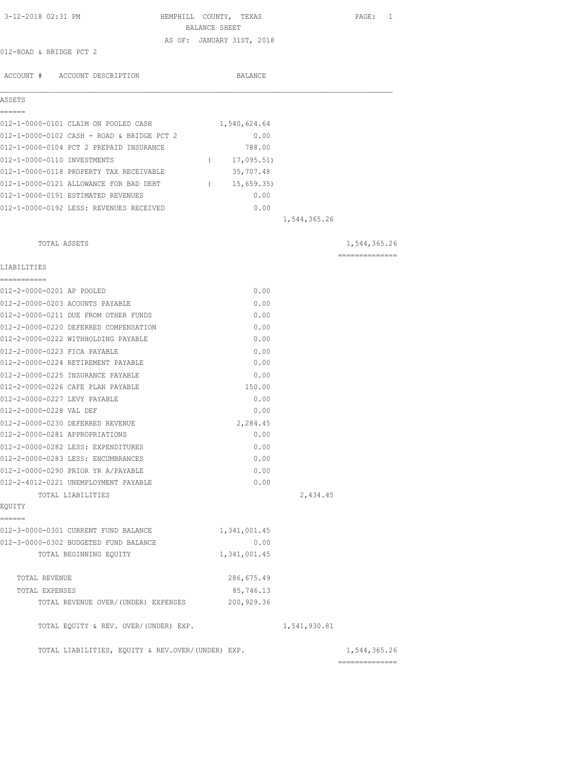3-12-2018 02:31 PM HEMPHILL COUNTY, TEXAS

BALANCE SHEET

AS OF: JANUARY 31ST, 2018

012-ROAD & BRIDGE PCT 2

| ACCOUNT # | ACCOUNT DESCRIPTION | BALANCE | | |
|---|---|---|---|---|
| **ASSETS** | | | | |
| 012-1-0000-0101 | CLAIM ON POOLED CASH | 1,540,624.64 | | |
| 012-1-0000-0102 | CASH - ROAD & BRIDGE PCT 2 | 0.00 | | |
| 012-1-0000-0104 | PCT 2 PREPAID INSURANCE | 788.00 | | |
| 012-1-0000-0110 | INVESTMENTS | ( 17,095.51) | | |
| 012-1-0000-0118 | PROPERTY TAX RECEIVABLE | 35,707.48 | | |
| 012-1-0000-0121 | ALLOWANCE FOR BAD DEBT | ( 15,659.35) | | |
| 012-1-0000-0191 | ESTIMATED REVENUES | 0.00 | | |
| 012-1-0000-0192 | LESS: REVENUES RECEIVED | 0.00 | | |
| | | | 1,544,365.26 | |
| | TOTAL ASSETS | | | 1,544,365.26 |
| **LIABILITIES** | | | | |
| 012-2-0000-0201 | AP POOLED | 0.00 | | |
| 012-2-0000-0203 | ACOUNTS PAYABLE | 0.00 | | |
| 012-2-0000-0211 | DUE FROM OTHER FUNDS | 0.00 | | |
| 012-2-0000-0220 | DEFERRED COMPENSATION | 0.00 | | |
| 012-2-0000-0222 | WITHHOLDING PAYABLE | 0.00 | | |
| 012-2-0000-0223 | FICA PAYABLE | 0.00 | | |
| 012-2-0000-0224 | RETIREMENT PAYABLE | 0.00 | | |
| 012-2-0000-0225 | INSURANCE PAYABLE | 0.00 | | |
| 012-2-0000-0226 | CAFE PLAN PAYABLE | 150.00 | | |
| 012-2-0000-0227 | LEVY PAYABLE | 0.00 | | |
| 012-2-0000-0228 | VAL DEF | 0.00 | | |
| 012-2-0000-0230 | DEFERRED REVENUE | 2,284.45 | | |
| 012-2-0000-0281 | APPROPRIATIONS | 0.00 | | |
| 012-2-0000-0282 | LESS: EXPENDITURES | 0.00 | | |
| 012-2-0000-0283 | LESS: ENCUMBRANCES | 0.00 | | |
| 012-2-0000-0290 | PRIOR YR A/PAYABLE | 0.00 | | |
| 012-2-4012-0221 | UNEMPLOYMENT PAYABLE | 0.00 | | |
| | TOTAL LIABILITIES | | 2,434.45 | |
| **EQUITY** | | | | |
| 012-3-0000-0301 | CURRENT FUND BALANCE | 1,341,001.45 | | |
| 012-3-0000-0302 | BUDGETED FUND BALANCE | 0.00 | | |
| | TOTAL BEGINNING EQUITY | 1,341,001.45 | | |
| | TOTAL REVENUE | 286,675.49 | | |
| | TOTAL EXPENSES | 85,746.13 | | |
| | TOTAL REVENUE OVER/(UNDER) EXPENSES | 200,929.36 | | |
| | TOTAL EQUITY & REV. OVER/(UNDER) EXP. | | 1,541,930.81 | |
| | TOTAL LIABILITIES, EQUITY & REV.OVER/(UNDER) EXP. | | | 1,544,365.26 |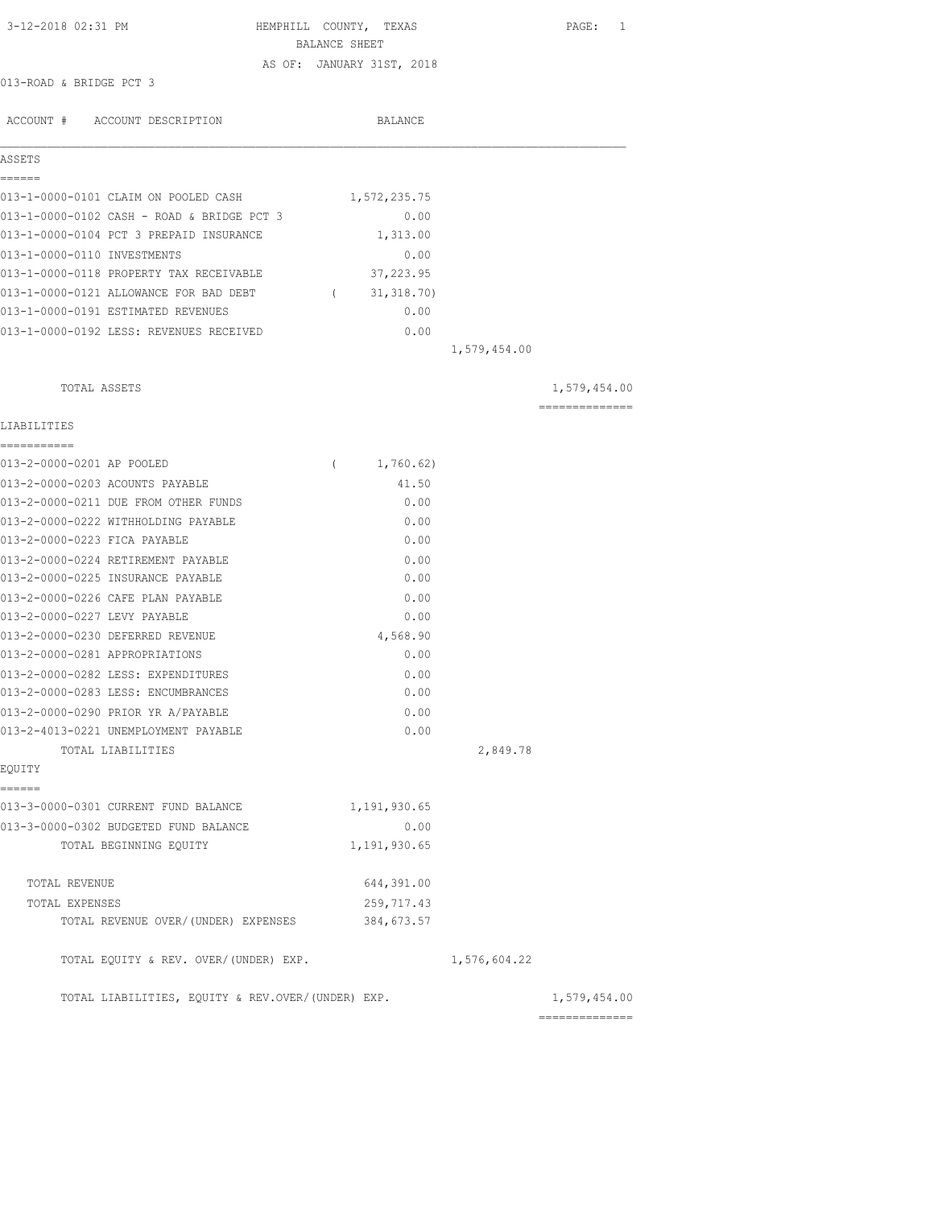3-12-2018 02:31 PM

# HEMPHILL COUNTY, TEXAS
## BALANCE SHEET
AS OF: JANUARY 31ST, 2018

013-ROAD & BRIDGE PCT 3

| ACCOUNT # ACCOUNT DESCRIPTION | BALANCE | | |
|---|---|---|---|
| **ASSETS** | | | |
| 013-1-0000-0101 CLAIM ON POOLED CASH | 1,572,235.75 | | |
| 013-1-0000-0102 CASH - ROAD & BRIDGE PCT 3 | 0.00 | | |
| 013-1-0000-0104 PCT 3 PREPAID INSURANCE | 1,313.00 | | |
| 013-1-0000-0110 INVESTMENTS | 0.00 | | |
| 013-1-0000-0118 PROPERTY TAX RECEIVABLE | 37,223.95 | | |
| 013-1-0000-0121 ALLOWANCE FOR BAD DEBT | ( 31,318.70) | | |
| 013-1-0000-0191 ESTIMATED REVENUES | 0.00 | | |
| 013-1-0000-0192 LESS: REVENUES RECEIVED | 0.00 | | |
| | | 1,579,454.00 | |
| TOTAL ASSETS | | | 1,579,454.00 |
| **LIABILITIES** | | | |
| 013-2-0000-0201 AP POOLED | ( 1,760.62) | | |
| 013-2-0000-0203 ACOUNTS PAYABLE | 41.50 | | |
| 013-2-0000-0211 DUE FROM OTHER FUNDS | 0.00 | | |
| 013-2-0000-0222 WITHHOLDING PAYABLE | 0.00 | | |
| 013-2-0000-0223 FICA PAYABLE | 0.00 | | |
| 013-2-0000-0224 RETIREMENT PAYABLE | 0.00 | | |
| 013-2-0000-0225 INSURANCE PAYABLE | 0.00 | | |
| 013-2-0000-0226 CAFE PLAN PAYABLE | 0.00 | | |
| 013-2-0000-0227 LEVY PAYABLE | 0.00 | | |
| 013-2-0000-0230 DEFERRED REVENUE | 4,568.90 | | |
| 013-2-0000-0281 APPROPRIATIONS | 0.00 | | |
| 013-2-0000-0282 LESS: EXPENDITURES | 0.00 | | |
| 013-2-0000-0283 LESS: ENCUMBRANCES | 0.00 | | |
| 013-2-0000-0290 PRIOR YR A/PAYABLE | 0.00 | | |
| 013-2-4013-0221 UNEMPLOYMENT PAYABLE | 0.00 | | |
| TOTAL LIABILITIES | | 2,849.78 | |
| **EQUITY** | | | |
| 013-3-0000-0301 CURRENT FUND BALANCE | 1,191,930.65 | | |
| 013-3-0000-0302 BUDGETED FUND BALANCE | 0.00 | | |
| TOTAL BEGINNING EQUITY | 1,191,930.65 | | |
| TOTAL REVENUE | 644,391.00 | | |
| TOTAL EXPENSES | 259,717.43 | | |
| TOTAL REVENUE OVER/(UNDER) EXPENSES | 384,673.57 | | |
| TOTAL EQUITY & REV. OVER/(UNDER) EXP. | | 1,576,604.22 | |
| TOTAL LIABILITIES, EQUITY & REV.OVER/(UNDER) EXP. | | | 1,579,454.00 |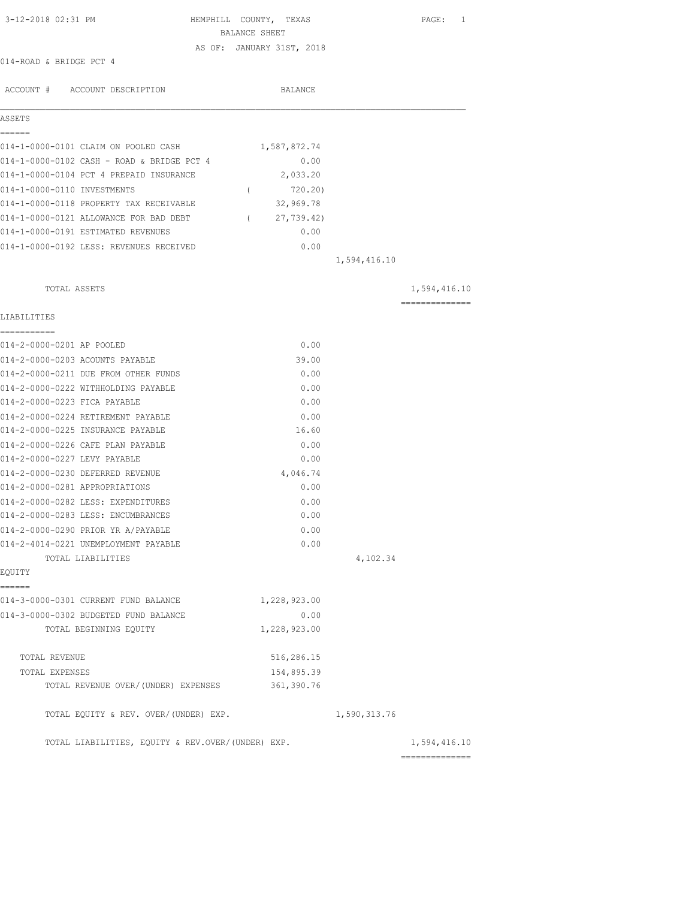3-12-2018 02:31 PM

# HEMPHILL COUNTY, TEXAS
## BALANCE SHEET
AS OF: JANUARY 31ST, 2018

014-ROAD & BRIDGE PCT 4

| ACCOUNT # | ACCOUNT DESCRIPTION | BALANCE | | |
|---|---|---|---|---|
| **ASSETS** | | | | |
| 014-1-0000-0101 | CLAIM ON POOLED CASH | 1,587,872.74 | | |
| 014-1-0000-0102 | CASH - ROAD & BRIDGE PCT 4 | 0.00 | | |
| 014-1-0000-0104 | PCT 4 PREPAID INSURANCE | 2,033.20 | | |
| 014-1-0000-0110 | INVESTMENTS | ( 720.20) | | |
| 014-1-0000-0118 | PROPERTY TAX RECEIVABLE | 32,969.78 | | |
| 014-1-0000-0121 | ALLOWANCE FOR BAD DEBT | ( 27,739.42) | | |
| 014-1-0000-0191 | ESTIMATED REVENUES | 0.00 | | |
| 014-1-0000-0192 | LESS: REVENUES RECEIVED | 0.00 | | |
| | | | 1,594,416.10 | |
| | TOTAL ASSETS | | | 1,594,416.10 |
| **LIABILITIES** | | | | |
| 014-2-0000-0201 | AP POOLED | 0.00 | | |
| 014-2-0000-0203 | ACOUNTS PAYABLE | 39.00 | | |
| 014-2-0000-0211 | DUE FROM OTHER FUNDS | 0.00 | | |
| 014-2-0000-0222 | WITHHOLDING PAYABLE | 0.00 | | |
| 014-2-0000-0223 | FICA PAYABLE | 0.00 | | |
| 014-2-0000-0224 | RETIREMENT PAYABLE | 0.00 | | |
| 014-2-0000-0225 | INSURANCE PAYABLE | 16.60 | | |
| 014-2-0000-0226 | CAFE PLAN PAYABLE | 0.00 | | |
| 014-2-0000-0227 | LEVY PAYABLE | 0.00 | | |
| 014-2-0000-0230 | DEFERRED REVENUE | 4,046.74 | | |
| 014-2-0000-0281 | APPROPRIATIONS | 0.00 | | |
| 014-2-0000-0282 | LESS: EXPENDITURES | 0.00 | | |
| 014-2-0000-0283 | LESS: ENCUMBRANCES | 0.00 | | |
| 014-2-0000-0290 | PRIOR YR A/PAYABLE | 0.00 | | |
| 014-2-4014-0221 | UNEMPLOYMENT PAYABLE | 0.00 | | |
| | TOTAL LIABILITIES | | 4,102.34 | |
| **EQUITY** | | | | |
| 014-3-0000-0301 | CURRENT FUND BALANCE | 1,228,923.00 | | |
| 014-3-0000-0302 | BUDGETED FUND BALANCE | 0.00 | | |
| | TOTAL BEGINNING EQUITY | 1,228,923.00 | | |
| | TOTAL REVENUE | 516,286.15 | | |
| | TOTAL EXPENSES | 154,895.39 | | |
| | TOTAL REVENUE OVER/(UNDER) EXPENSES | 361,390.76 | | |
| | TOTAL EQUITY & REV. OVER/(UNDER) EXP. | | 1,590,313.76 | |
| | TOTAL LIABILITIES, EQUITY & REV.OVER/(UNDER) EXP. | | | 1,594,416.10 |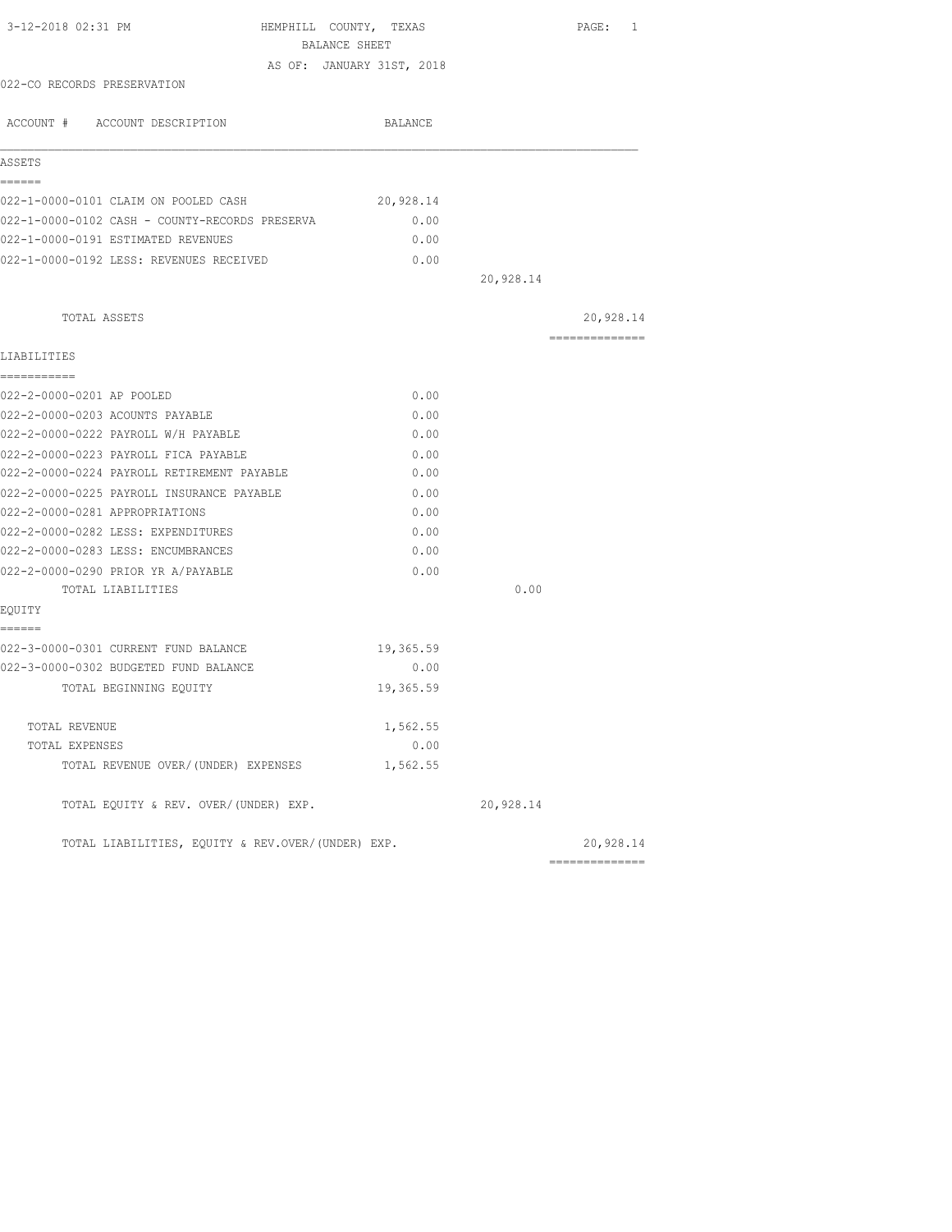3-12-2018 02:31 PM

# HEMPHILL COUNTY, TEXAS

## BALANCE SHEET

AS OF: JANUARY 31ST, 2018

022-CO RECORDS PRESERVATION

| ACCOUNT # ACCOUNT DESCRIPTION | BALANCE | | |
|---|---|---|---|
| **ASSETS** | | | |
| 022-1-0000-0101 CLAIM ON POOLED CASH | 20,928.14 | | |
| 022-1-0000-0102 CASH - COUNTY-RECORDS PRESERVA | 0.00 | | |
| 022-1-0000-0191 ESTIMATED REVENUES | 0.00 | | |
| 022-1-0000-0192 LESS: REVENUES RECEIVED | 0.00 | | |
| | | 20,928.14 | |
| TOTAL ASSETS | | | 20,928.14 |
| **LIABILITIES** | | | |
| 022-2-0000-0201 AP POOLED | 0.00 | | |
| 022-2-0000-0203 ACOUNTS PAYABLE | 0.00 | | |
| 022-2-0000-0222 PAYROLL W/H PAYABLE | 0.00 | | |
| 022-2-0000-0223 PAYROLL FICA PAYABLE | 0.00 | | |
| 022-2-0000-0224 PAYROLL RETIREMENT PAYABLE | 0.00 | | |
| 022-2-0000-0225 PAYROLL INSURANCE PAYABLE | 0.00 | | |
| 022-2-0000-0281 APPROPRIATIONS | 0.00 | | |
| 022-2-0000-0282 LESS: EXPENDITURES | 0.00 | | |
| 022-2-0000-0283 LESS: ENCUMBRANCES | 0.00 | | |
| 022-2-0000-0290 PRIOR YR A/PAYABLE | 0.00 | | |
| TOTAL LIABILITIES | | 0.00 | |
| **EQUITY** | | | |
| 022-3-0000-0301 CURRENT FUND BALANCE | 19,365.59 | | |
| 022-3-0000-0302 BUDGETED FUND BALANCE | 0.00 | | |
| TOTAL BEGINNING EQUITY | 19,365.59 | | |
| TOTAL REVENUE | 1,562.55 | | |
| TOTAL EXPENSES | 0.00 | | |
| TOTAL REVENUE OVER/(UNDER) EXPENSES | 1,562.55 | | |
| TOTAL EQUITY & REV. OVER/(UNDER) EXP. | | 20,928.14 | |
| TOTAL LIABILITIES, EQUITY & REV.OVER/(UNDER) EXP. | | | 20,928.14 |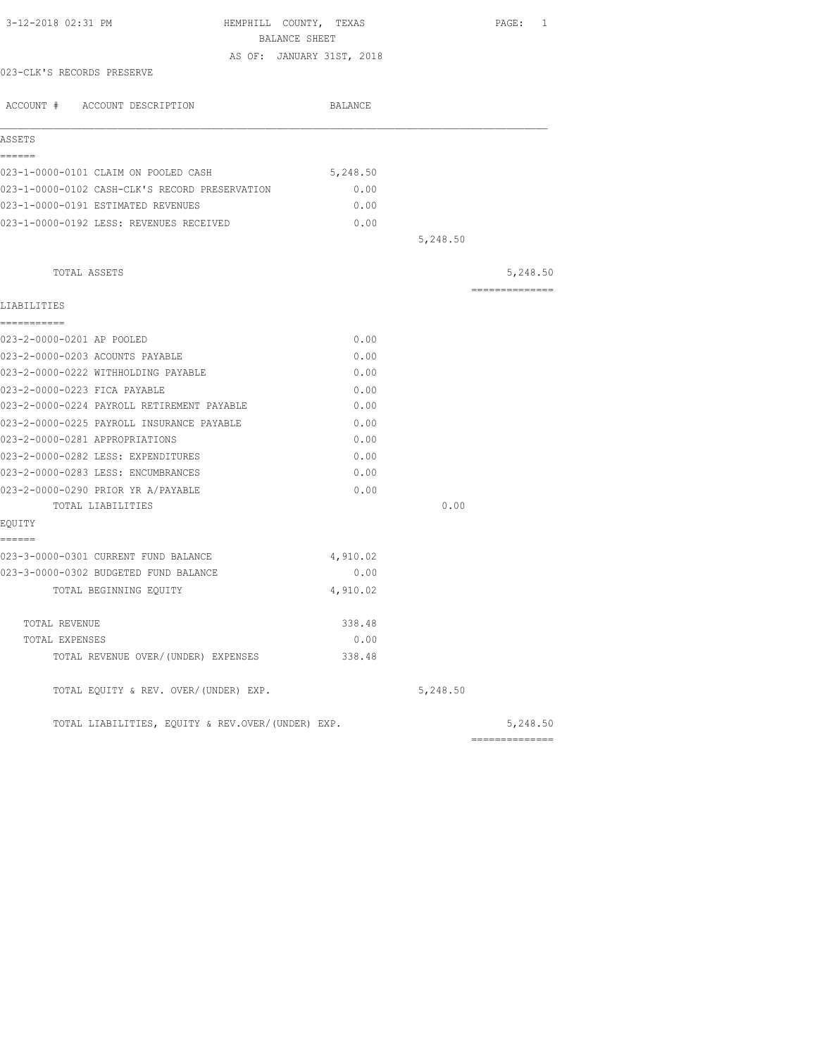3-12-2018 02:31 PM HEMPHILL COUNTY, TEXAS

BALANCE SHEET

AS OF: JANUARY 31ST, 2018

023-CLK'S RECORDS PRESERVE

| ACCOUNT # ACCOUNT DESCRIPTION | BALANCE | | |
|---|---|---|---|
| **ASSETS** | | | |
| 023-1-0000-0101 CLAIM ON POOLED CASH | 5,248.50 | | |
| 023-1-0000-0102 CASH-CLK'S RECORD PRESERVATION | 0.00 | | |
| 023-1-0000-0191 ESTIMATED REVENUES | 0.00 | | |
| 023-1-0000-0192 LESS: REVENUES RECEIVED | 0.00 | | |
| | | 5,248.50 | |
| TOTAL ASSETS | | | 5,248.50 |
| **LIABILITIES** | | | |
| 023-2-0000-0201 AP POOLED | 0.00 | | |
| 023-2-0000-0203 ACOUNTS PAYABLE | 0.00 | | |
| 023-2-0000-0222 WITHHOLDING PAYABLE | 0.00 | | |
| 023-2-0000-0223 FICA PAYABLE | 0.00 | | |
| 023-2-0000-0224 PAYROLL RETIREMENT PAYABLE | 0.00 | | |
| 023-2-0000-0225 PAYROLL INSURANCE PAYABLE | 0.00 | | |
| 023-2-0000-0281 APPROPRIATIONS | 0.00 | | |
| 023-2-0000-0282 LESS: EXPENDITURES | 0.00 | | |
| 023-2-0000-0283 LESS: ENCUMBRANCES | 0.00 | | |
| 023-2-0000-0290 PRIOR YR A/PAYABLE | 0.00 | | |
| TOTAL LIABILITIES | | 0.00 | |
| **EQUITY** | | | |
| 023-3-0000-0301 CURRENT FUND BALANCE | 4,910.02 | | |
| 023-3-0000-0302 BUDGETED FUND BALANCE | 0.00 | | |
| TOTAL BEGINNING EQUITY | 4,910.02 | | |
| TOTAL REVENUE | 338.48 | | |
| TOTAL EXPENSES | 0.00 | | |
| TOTAL REVENUE OVER/(UNDER) EXPENSES | 338.48 | | |
| TOTAL EQUITY & REV. OVER/(UNDER) EXP. | | 5,248.50 | |
| TOTAL LIABILITIES, EQUITY & REV.OVER/(UNDER) EXP. | | | 5,248.50 |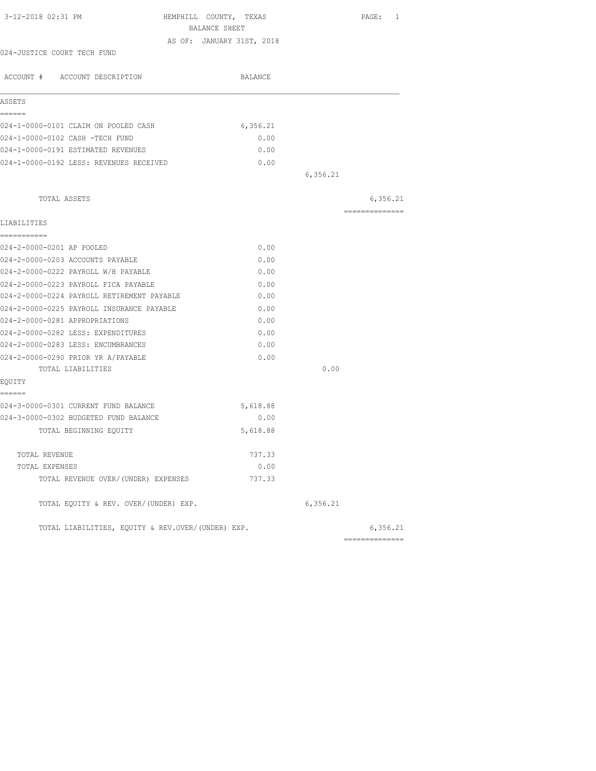HEMPHILL COUNTY, TEXAS
BALANCE SHEET
AS OF: JANUARY 31ST, 2018

3-12-2018 02:31 PM

024-JUSTICE COURT TECH FUND

| ACCOUNT # ACCOUNT DESCRIPTION | BALANCE | | |
|---|---|---|---|
| **ASSETS** | | | |
| 024-1-0000-0101 CLAIM ON POOLED CASH | 6,356.21 | | |
| 024-1-0000-0102 CASH -TECH FUND | 0.00 | | |
| 024-1-0000-0191 ESTIMATED REVENUES | 0.00 | | |
| 024-1-0000-0192 LESS: REVENUES RECEIVED | 0.00 | | |
| | | 6,356.21 | |
| TOTAL ASSETS | | | 6,356.21 |
| **LIABILITIES** | | | |
| 024-2-0000-0201 AP POOLED | 0.00 | | |
| 024-2-0000-0203 ACCOUNTS PAYABLE | 0.00 | | |
| 024-2-0000-0222 PAYROLL W/H PAYABLE | 0.00 | | |
| 024-2-0000-0223 PAYROLL FICA PAYABLE | 0.00 | | |
| 024-2-0000-0224 PAYROLL RETIREMENT PAYABLE | 0.00 | | |
| 024-2-0000-0225 PAYROLL INSURANCE PAYABLE | 0.00 | | |
| 024-2-0000-0281 APPROPRIATIONS | 0.00 | | |
| 024-2-0000-0282 LESS: EXPENDITURES | 0.00 | | |
| 024-2-0000-0283 LESS: ENCUMBRANCES | 0.00 | | |
| 024-2-0000-0290 PRIOR YR A/PAYABLE | 0.00 | | |
| TOTAL LIABILITIES | | 0.00 | |
| **EQUITY** | | | |
| 024-3-0000-0301 CURRENT FUND BALANCE | 5,618.88 | | |
| 024-3-0000-0302 BUDGETED FUND BALANCE | 0.00 | | |
| TOTAL BEGINNING EQUITY | 5,618.88 | | |
| TOTAL REVENUE | 737.33 | | |
| TOTAL EXPENSES | 0.00 | | |
| TOTAL REVENUE OVER/(UNDER) EXPENSES | 737.33 | | |
| TOTAL EQUITY & REV. OVER/(UNDER) EXP. | | 6,356.21 | |
| TOTAL LIABILITIES, EQUITY & REV.OVER/(UNDER) EXP. | | | 6,356.21 |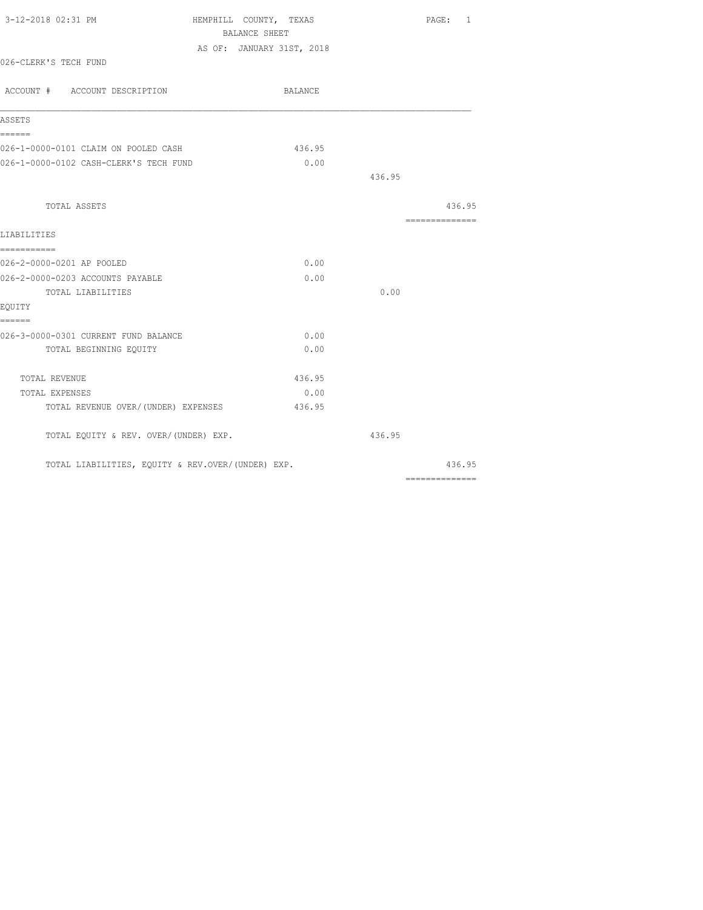HEMPHILL COUNTY, TEXAS

BALANCE SHEET

AS OF: JANUARY 31ST, 2018

026-CLERK'S TECH FUND

| ACCOUNT # ACCOUNT DESCRIPTION | BALANCE | | |
|---|---|---|---|
| **ASSETS** | | | |
| 026-1-0000-0101 CLAIM ON POOLED CASH | 436.95 | | |
| 026-1-0000-0102 CASH-CLERK'S TECH FUND | 0.00 | | |
| | | 436.95 | |
| TOTAL ASSETS | | | 436.95 |
| **LIABILITIES** | | | |
| 026-2-0000-0201 AP POOLED | 0.00 | | |
| 026-2-0000-0203 ACCOUNTS PAYABLE | 0.00 | | |
| TOTAL LIABILITIES | | 0.00 | |
| **EQUITY** | | | |
| 026-3-0000-0301 CURRENT FUND BALANCE | 0.00 | | |
| TOTAL BEGINNING EQUITY | 0.00 | | |
| TOTAL REVENUE | 436.95 | | |
| TOTAL EXPENSES | 0.00 | | |
| TOTAL REVENUE OVER/(UNDER) EXPENSES | 436.95 | | |
| TOTAL EQUITY & REV. OVER/(UNDER) EXP. | | 436.95 | |
| TOTAL LIABILITIES, EQUITY & REV.OVER/(UNDER) EXP. | | | 436.95 |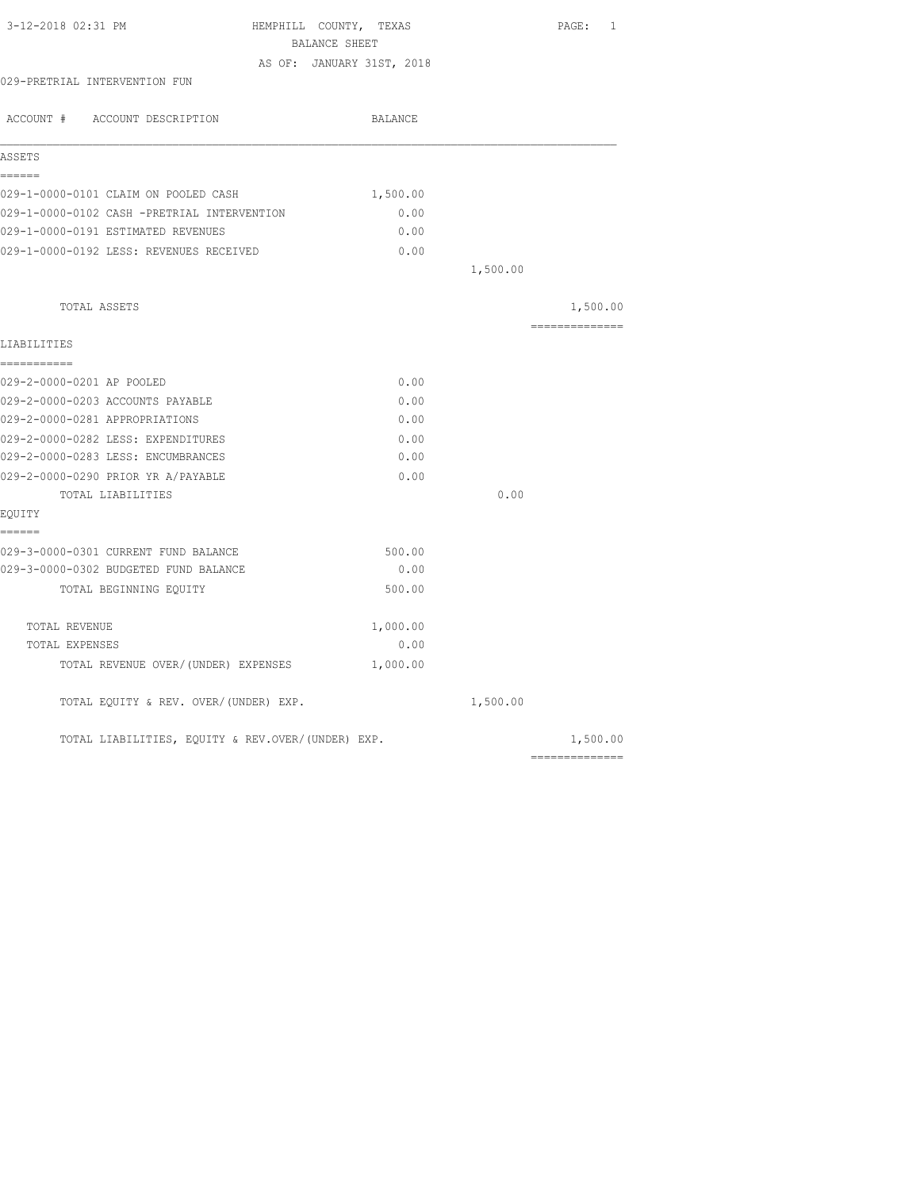3-12-2018 02:31 PM HEMPHILL COUNTY, TEXAS PAGE: 1

BALANCE SHEET

AS OF: JANUARY 31ST, 2018

029-PRETRIAL INTERVENTION FUN

| ACCOUNT # ACCOUNT DESCRIPTION | BALANCE | | |
|---|---|---|---|
| **ASSETS** | | | |
| 029-1-0000-0101 CLAIM ON POOLED CASH | 1,500.00 | | |
| 029-1-0000-0102 CASH -PRETRIAL INTERVENTION | 0.00 | | |
| 029-1-0000-0191 ESTIMATED REVENUES | 0.00 | | |
| 029-1-0000-0192 LESS: REVENUES RECEIVED | 0.00 | | |
| | | 1,500.00 | |
| TOTAL ASSETS | | | 1,500.00 |
| **LIABILITIES** | | | |
| 029-2-0000-0201 AP POOLED | 0.00 | | |
| 029-2-0000-0203 ACCOUNTS PAYABLE | 0.00 | | |
| 029-2-0000-0281 APPROPRIATIONS | 0.00 | | |
| 029-2-0000-0282 LESS: EXPENDITURES | 0.00 | | |
| 029-2-0000-0283 LESS: ENCUMBRANCES | 0.00 | | |
| 029-2-0000-0290 PRIOR YR A/PAYABLE | 0.00 | | |
| TOTAL LIABILITIES | | 0.00 | |
| **EQUITY** | | | |
| 029-3-0000-0301 CURRENT FUND BALANCE | 500.00 | | |
| 029-3-0000-0302 BUDGETED FUND BALANCE | 0.00 | | |
| TOTAL BEGINNING EQUITY | 500.00 | | |
| TOTAL REVENUE | 1,000.00 | | |
| TOTAL EXPENSES | 0.00 | | |
| TOTAL REVENUE OVER/(UNDER) EXPENSES | 1,000.00 | | |
| TOTAL EQUITY & REV. OVER/(UNDER) EXP. | | 1,500.00 | |
| TOTAL LIABILITIES, EQUITY & REV.OVER/(UNDER) EXP. | | | 1,500.00 |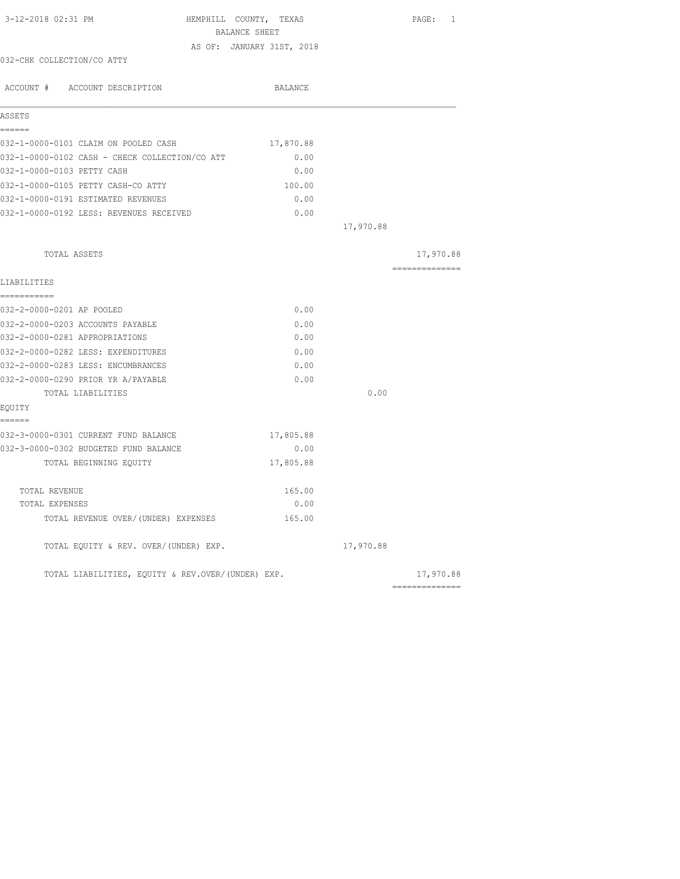HEMPHILL COUNTY, TEXAS
BALANCE SHEET
AS OF: JANUARY 31ST, 2018

3-12-2018 02:31 PM

032-CHK COLLECTION/CO ATTY

| ACCOUNT # ACCOUNT DESCRIPTION | BALANCE | | |
|---|---|---|---|
| **ASSETS** | | | |
| 032-1-0000-0101 CLAIM ON POOLED CASH | 17,870.88 | | |
| 032-1-0000-0102 CASH - CHECK COLLECTION/CO ATT | 0.00 | | |
| 032-1-0000-0103 PETTY CASH | 0.00 | | |
| 032-1-0000-0105 PETTY CASH-CO ATTY | 100.00 | | |
| 032-1-0000-0191 ESTIMATED REVENUES | 0.00 | | |
| 032-1-0000-0192 LESS: REVENUES RECEIVED | 0.00 | | |
| | | 17,970.88 | |
| TOTAL ASSETS | | | 17,970.88 |
| **LIABILITIES** | | | |
| 032-2-0000-0201 AP POOLED | 0.00 | | |
| 032-2-0000-0203 ACCOUNTS PAYABLE | 0.00 | | |
| 032-2-0000-0281 APPROPRIATIONS | 0.00 | | |
| 032-2-0000-0282 LESS: EXPENDITURES | 0.00 | | |
| 032-2-0000-0283 LESS: ENCUMBRANCES | 0.00 | | |
| 032-2-0000-0290 PRIOR YR A/PAYABLE | 0.00 | | |
| TOTAL LIABILITIES | | 0.00 | |
| **EQUITY** | | | |
| 032-3-0000-0301 CURRENT FUND BALANCE | 17,805.88 | | |
| 032-3-0000-0302 BUDGETED FUND BALANCE | 0.00 | | |
| TOTAL BEGINNING EQUITY | 17,805.88 | | |
| TOTAL REVENUE | 165.00 | | |
| TOTAL EXPENSES | 0.00 | | |
| TOTAL REVENUE OVER/(UNDER) EXPENSES | 165.00 | | |
| TOTAL EQUITY & REV. OVER/(UNDER) EXP. | | 17,970.88 | |
| TOTAL LIABILITIES, EQUITY & REV.OVER/(UNDER) EXP. | | | 17,970.88 |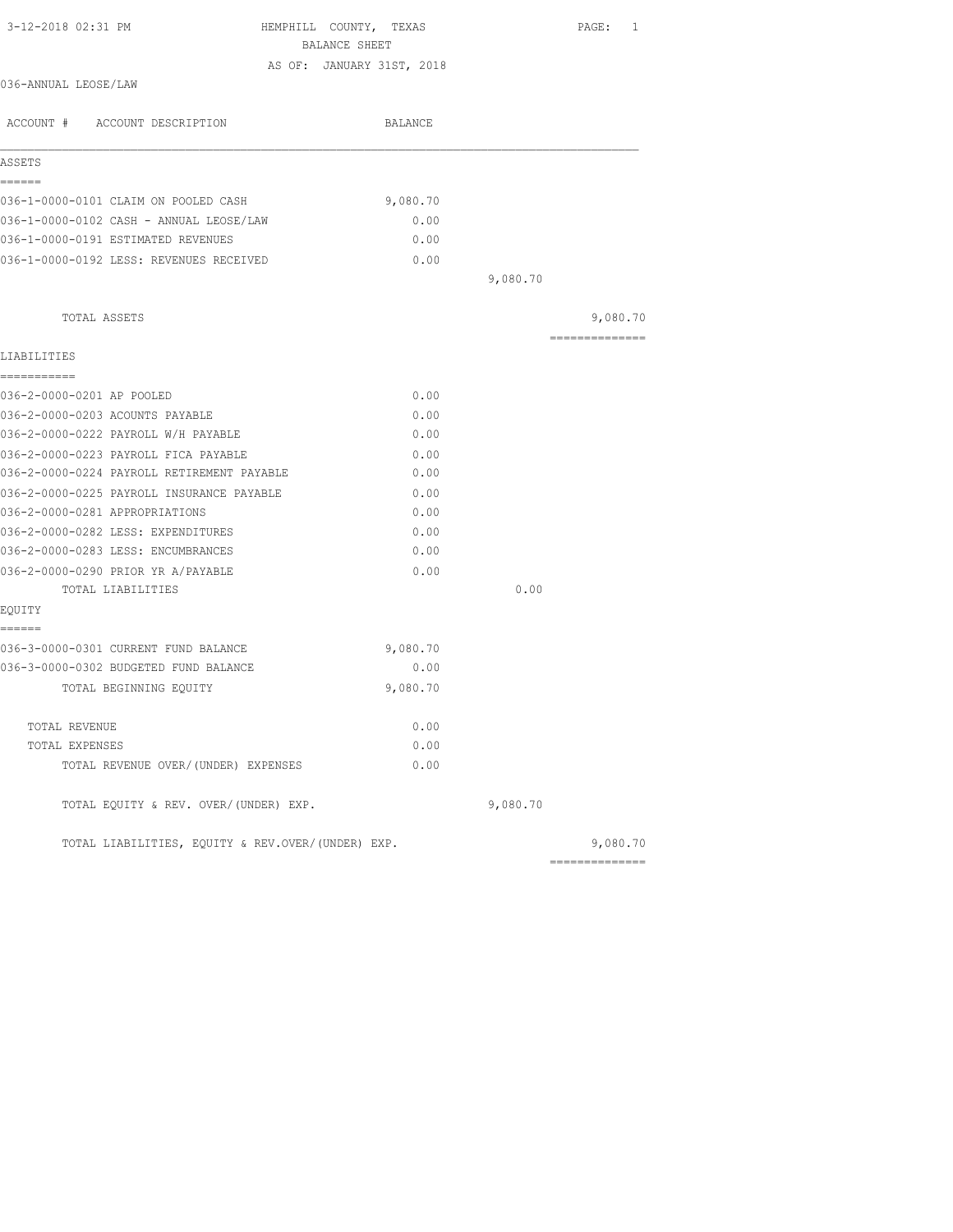3-12-2018 02:31 PM HEMPHILL COUNTY, TEXAS

BALANCE SHEET

AS OF: JANUARY 31ST, 2018

036-ANNUAL LEOSE/LAW

| ACCOUNT # ACCOUNT DESCRIPTION | BALANCE | | |
|---|---|---|---|
| **ASSETS** | | | |
| 036-1-0000-0101 CLAIM ON POOLED CASH | 9,080.70 | | |
| 036-1-0000-0102 CASH - ANNUAL LEOSE/LAW | 0.00 | | |
| 036-1-0000-0191 ESTIMATED REVENUES | 0.00 | | |
| 036-1-0000-0192 LESS: REVENUES RECEIVED | 0.00 | | |
| | | 9,080.70 | |
| TOTAL ASSETS | | | 9,080.70 |
| **LIABILITIES** | | | |
| 036-2-0000-0201 AP POOLED | 0.00 | | |
| 036-2-0000-0203 ACOUNTS PAYABLE | 0.00 | | |
| 036-2-0000-0222 PAYROLL W/H PAYABLE | 0.00 | | |
| 036-2-0000-0223 PAYROLL FICA PAYABLE | 0.00 | | |
| 036-2-0000-0224 PAYROLL RETIREMENT PAYABLE | 0.00 | | |
| 036-2-0000-0225 PAYROLL INSURANCE PAYABLE | 0.00 | | |
| 036-2-0000-0281 APPROPRIATIONS | 0.00 | | |
| 036-2-0000-0282 LESS: EXPENDITURES | 0.00 | | |
| 036-2-0000-0283 LESS: ENCUMBRANCES | 0.00 | | |
| 036-2-0000-0290 PRIOR YR A/PAYABLE | 0.00 | | |
| TOTAL LIABILITIES | | 0.00 | |
| **EQUITY** | | | |
| 036-3-0000-0301 CURRENT FUND BALANCE | 9,080.70 | | |
| 036-3-0000-0302 BUDGETED FUND BALANCE | 0.00 | | |
| TOTAL BEGINNING EQUITY | 9,080.70 | | |
| TOTAL REVENUE | 0.00 | | |
| TOTAL EXPENSES | 0.00 | | |
| TOTAL REVENUE OVER/(UNDER) EXPENSES | 0.00 | | |
| TOTAL EQUITY & REV. OVER/(UNDER) EXP. | | 9,080.70 | |
| TOTAL LIABILITIES, EQUITY & REV.OVER/(UNDER) EXP. | | | 9,080.70 |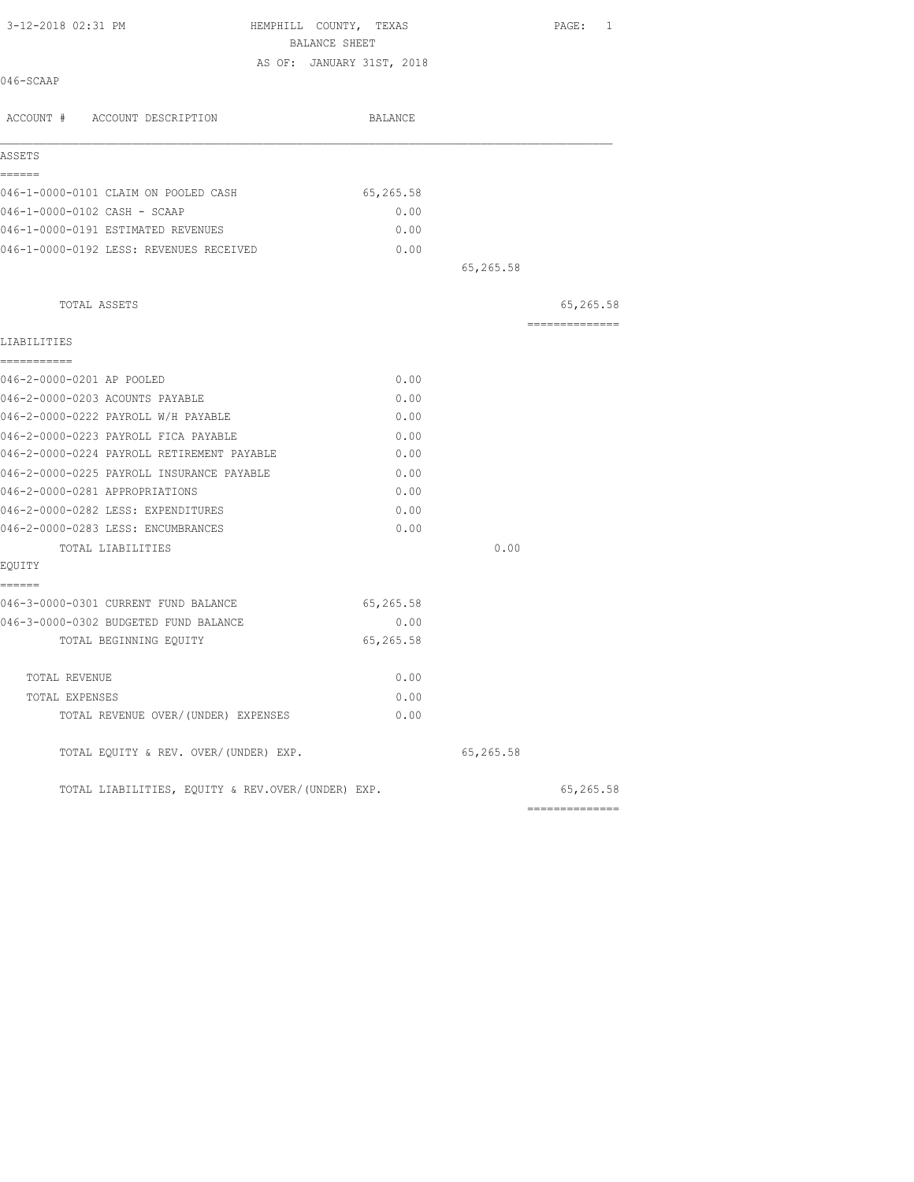HEMPHILL COUNTY, TEXAS
BALANCE SHEET
AS OF: JANUARY 31ST, 2018

046-SCAAP

| ACCOUNT # ACCOUNT DESCRIPTION | BALANCE | | |
|---|---|---|---|
| **ASSETS** | | | |
| 046-1-0000-0101 CLAIM ON POOLED CASH | 65,265.58 | | |
| 046-1-0000-0102 CASH - SCAAP | 0.00 | | |
| 046-1-0000-0191 ESTIMATED REVENUES | 0.00 | | |
| 046-1-0000-0192 LESS: REVENUES RECEIVED | 0.00 | | |
| | | 65,265.58 | |
| TOTAL ASSETS | | | 65,265.58 |
| **LIABILITIES** | | | |
| 046-2-0000-0201 AP POOLED | 0.00 | | |
| 046-2-0000-0203 ACOUNTS PAYABLE | 0.00 | | |
| 046-2-0000-0222 PAYROLL W/H PAYABLE | 0.00 | | |
| 046-2-0000-0223 PAYROLL FICA PAYABLE | 0.00 | | |
| 046-2-0000-0224 PAYROLL RETIREMENT PAYABLE | 0.00 | | |
| 046-2-0000-0225 PAYROLL INSURANCE PAYABLE | 0.00 | | |
| 046-2-0000-0281 APPROPRIATIONS | 0.00 | | |
| 046-2-0000-0282 LESS: EXPENDITURES | 0.00 | | |
| 046-2-0000-0283 LESS: ENCUMBRANCES | 0.00 | | |
| TOTAL LIABILITIES | | 0.00 | |
| **EQUITY** | | | |
| 046-3-0000-0301 CURRENT FUND BALANCE | 65,265.58 | | |
| 046-3-0000-0302 BUDGETED FUND BALANCE | 0.00 | | |
| TOTAL BEGINNING EQUITY | 65,265.58 | | |
| TOTAL REVENUE | 0.00 | | |
| TOTAL EXPENSES | 0.00 | | |
| TOTAL REVENUE OVER/(UNDER) EXPENSES | 0.00 | | |
| TOTAL EQUITY & REV. OVER/(UNDER) EXP. | | 65,265.58 | |
| TOTAL LIABILITIES, EQUITY & REV.OVER/(UNDER) EXP. | | | 65,265.58 |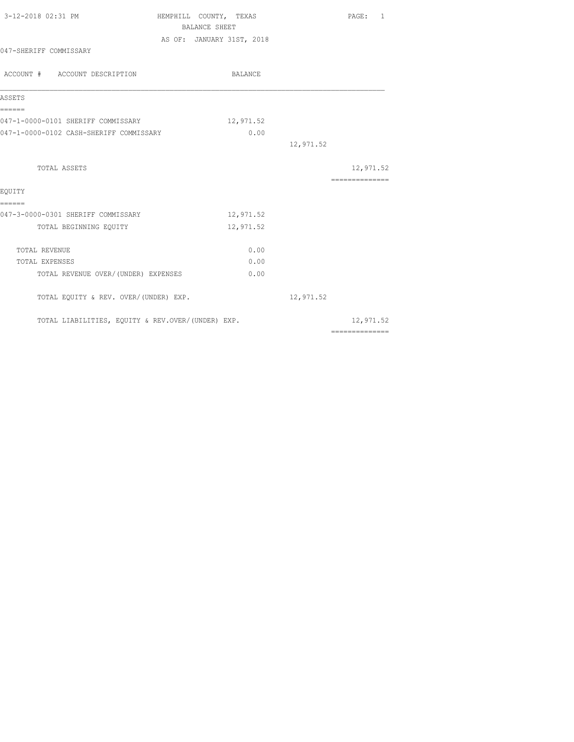3-12-2018 02:31 PM

HEMPHILL COUNTY, TEXAS
BALANCE SHEET
AS OF: JANUARY 31ST, 2018

047-SHERIFF COMMISSARY

| ACCOUNT # ACCOUNT DESCRIPTION | BALANCE | | |
|---|---|---|---|
| **ASSETS** | | | |
| 047-1-0000-0101 SHERIFF COMMISSARY | 12,971.52 | | |
| 047-1-0000-0102 CASH-SHERIFF COMMISSARY | 0.00 | | |
| | | 12,971.52 | |
| TOTAL ASSETS | | | 12,971.52 |
| **EQUITY** | | | |
| 047-3-0000-0301 SHERIFF COMMISSARY | 12,971.52 | | |
| TOTAL BEGINNING EQUITY | 12,971.52 | | |
| TOTAL REVENUE | 0.00 | | |
| TOTAL EXPENSES | 0.00 | | |
| TOTAL REVENUE OVER/(UNDER) EXPENSES | 0.00 | | |
| TOTAL EQUITY & REV. OVER/(UNDER) EXP. | | 12,971.52 | |
| TOTAL LIABILITIES, EQUITY & REV.OVER/(UNDER) EXP. | | | 12,971.52 |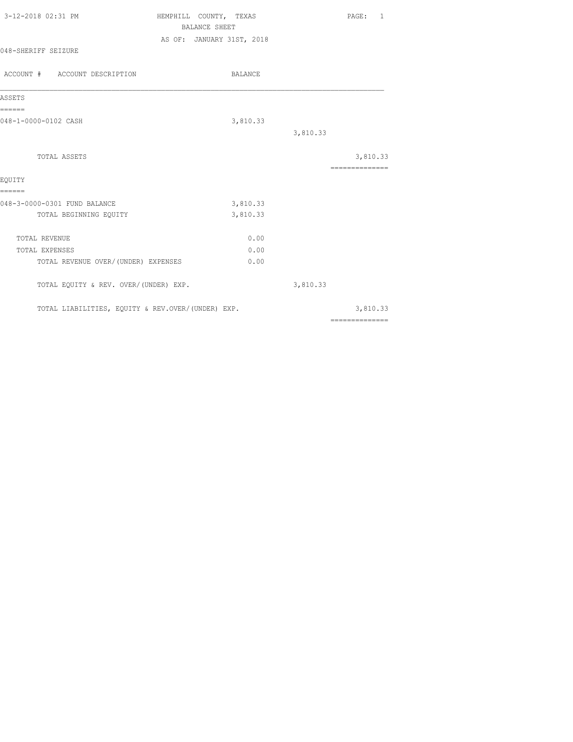3-12-2018 02:31 PM

# HEMPHILL COUNTY, TEXAS

## BALANCE SHEET

AS OF: JANUARY 31ST, 2018

048-SHERIFF SEIZURE

| ACCOUNT # | ACCOUNT DESCRIPTION | BALANCE | | |
|---|---|---|---|---|
| **ASSETS** | | | | |
| 048-1-0000-0102 | CASH | 3,810.33 | | |
| | | | 3,810.33 | |
| | TOTAL ASSETS | | | 3,810.33 |
| **EQUITY** | | | | |
| 048-3-0000-0301 | FUND BALANCE | 3,810.33 | | |
| | TOTAL BEGINNING EQUITY | 3,810.33 | | |
| | TOTAL REVENUE | 0.00 | | |
| | TOTAL EXPENSES | 0.00 | | |
| | TOTAL REVENUE OVER/(UNDER) EXPENSES | 0.00 | | |
| | TOTAL EQUITY & REV. OVER/(UNDER) EXP. | | 3,810.33 | |
| | TOTAL LIABILITIES, EQUITY & REV.OVER/(UNDER) EXP. | | | 3,810.33 |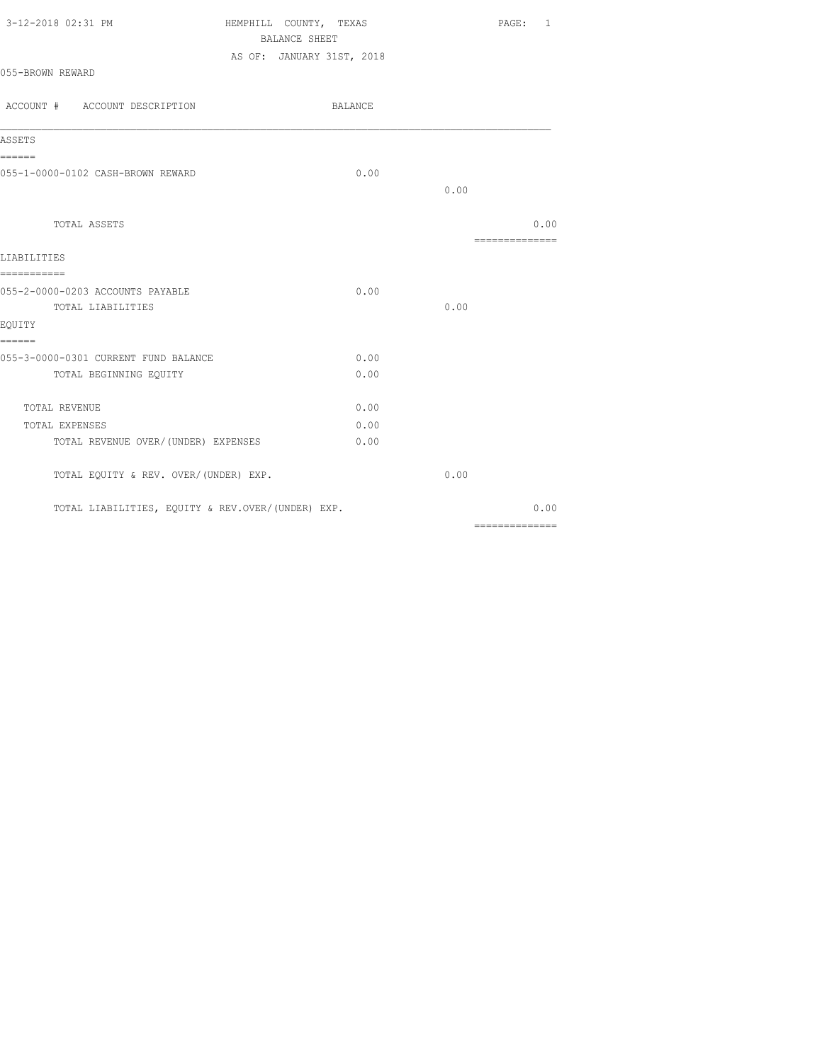3-12-2018 02:31 PM

# HEMPHILL COUNTY, TEXAS

## BALANCE SHEET

AS OF: JANUARY 31ST, 2018

055-BROWN REWARD

| ACCOUNT # ACCOUNT DESCRIPTION | BALANCE | | |
|---|---|---|---|
| **ASSETS** | | | |
| 055-1-0000-0102 CASH-BROWN REWARD | 0.00 | | |
| | | 0.00 | |
| TOTAL ASSETS | | | 0.00 |
| **LIABILITIES** | | | |
| 055-2-0000-0203 ACCOUNTS PAYABLE | 0.00 | | |
| TOTAL LIABILITIES | | 0.00 | |
| **EQUITY** | | | |
| 055-3-0000-0301 CURRENT FUND BALANCE | 0.00 | | |
| TOTAL BEGINNING EQUITY | 0.00 | | |
| TOTAL REVENUE | 0.00 | | |
| TOTAL EXPENSES | 0.00 | | |
| TOTAL REVENUE OVER/(UNDER) EXPENSES | 0.00 | | |
| TOTAL EQUITY & REV. OVER/(UNDER) EXP. | | 0.00 | |
| TOTAL LIABILITIES, EQUITY & REV.OVER/(UNDER) EXP. | | | 0.00 |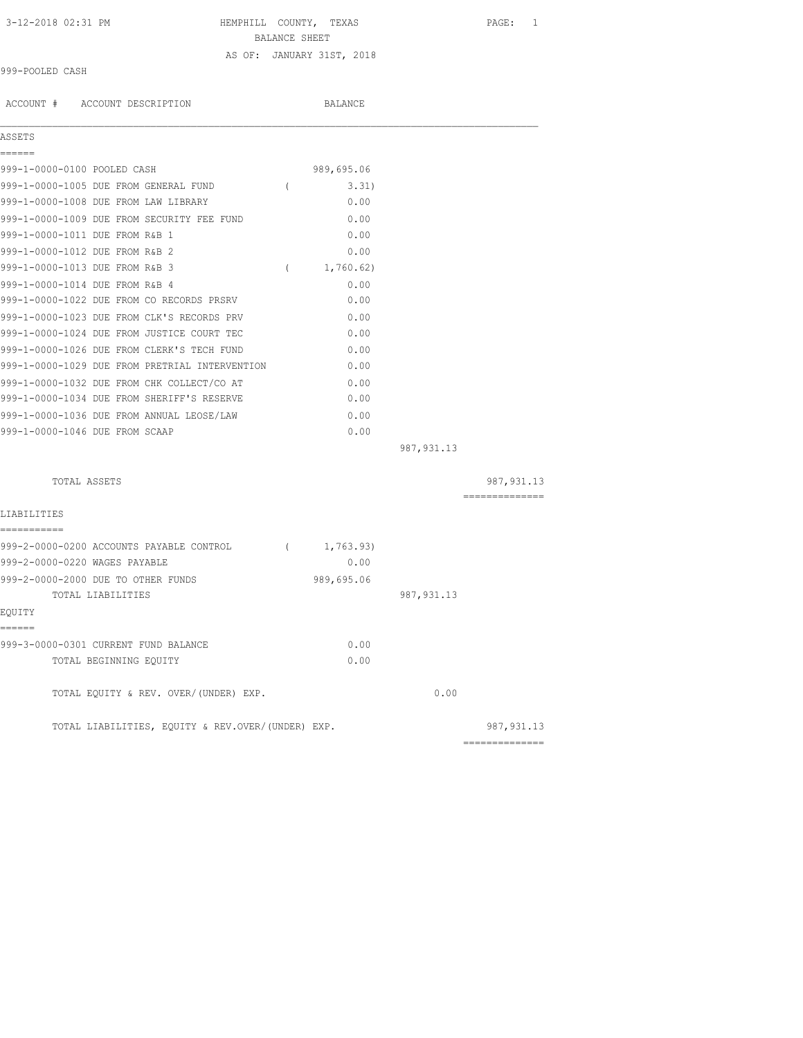3-12-2018 02:31 PM

# HEMPHILL COUNTY, TEXAS

## BALANCE SHEET

AS OF: JANUARY 31ST, 2018

999-POOLED CASH

| ACCOUNT # ACCOUNT DESCRIPTION | BALANCE | | |
|---|---|---|---|
| **ASSETS** | | | |
| 999-1-0000-0100 POOLED CASH | 989,695.06 | | |
| 999-1-0000-1005 DUE FROM GENERAL FUND | ( 3.31) | | |
| 999-1-0000-1008 DUE FROM LAW LIBRARY | 0.00 | | |
| 999-1-0000-1009 DUE FROM SECURITY FEE FUND | 0.00 | | |
| 999-1-0000-1011 DUE FROM R&B 1 | 0.00 | | |
| 999-1-0000-1012 DUE FROM R&B 2 | 0.00 | | |
| 999-1-0000-1013 DUE FROM R&B 3 | ( 1,760.62) | | |
| 999-1-0000-1014 DUE FROM R&B 4 | 0.00 | | |
| 999-1-0000-1022 DUE FROM CO RECORDS PRSRV | 0.00 | | |
| 999-1-0000-1023 DUE FROM CLK'S RECORDS PRV | 0.00 | | |
| 999-1-0000-1024 DUE FROM JUSTICE COURT TEC | 0.00 | | |
| 999-1-0000-1026 DUE FROM CLERK'S TECH FUND | 0.00 | | |
| 999-1-0000-1029 DUE FROM PRETRIAL INTERVENTION | 0.00 | | |
| 999-1-0000-1032 DUE FROM CHK COLLECT/CO AT | 0.00 | | |
| 999-1-0000-1034 DUE FROM SHERIFF'S RESERVE | 0.00 | | |
| 999-1-0000-1036 DUE FROM ANNUAL LEOSE/LAW | 0.00 | | |
| 999-1-0000-1046 DUE FROM SCAAP | 0.00 | | |
| | | 987,931.13 | |
| TOTAL ASSETS | | | 987,931.13 |
| **LIABILITIES** | | | |
| 999-2-0000-0200 ACCOUNTS PAYABLE CONTROL | ( 1,763.93) | | |
| 999-2-0000-0220 WAGES PAYABLE | 0.00 | | |
| 999-2-0000-2000 DUE TO OTHER FUNDS | 989,695.06 | | |
| TOTAL LIABILITIES | | 987,931.13 | |
| **EQUITY** | | | |
| 999-3-0000-0301 CURRENT FUND BALANCE | 0.00 | | |
| TOTAL BEGINNING EQUITY | 0.00 | | |
| TOTAL EQUITY & REV. OVER/(UNDER) EXP. | | 0.00 | |
| TOTAL LIABILITIES, EQUITY & REV.OVER/(UNDER) EXP. | | | 987,931.13 |